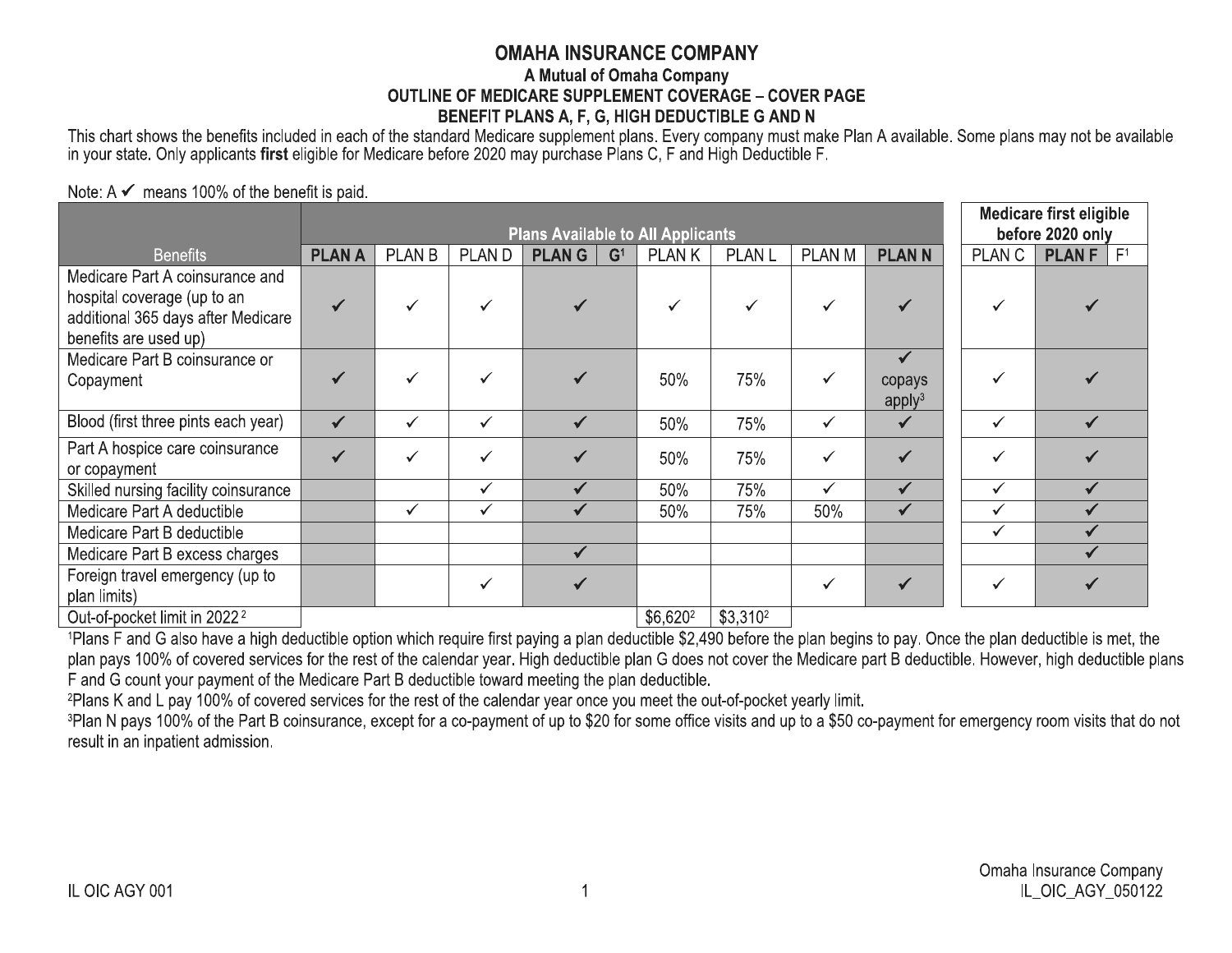# OMAHA INSURANCE COMPANY

### A Mutual of Omaha Company

### OUTLINE OF MEDICARE SUPPLEMENT COVERAGE – COVER PAGE

### BENEFIT PLANS A, F, G, HIGH DEDUCTIBLE G AND N

This chart shows the benefits included in each of the standard Medicare supplement plans. Every company must make Plan A available. Some plans may not be available in your state. Only applicants **first** eligible for Medicare before 2020 may purchase Plans C, F and High Deductible F.

Note: A ✓ means 100% of the benefit is paid.

| | Plans Available to All Applicants | | | | | | | | | | Medicare first eligible before 2020 only | | |
|---|---|---|---|---|---|---|---|---|---|---|---|---|---|
| Benefits | **PLAN A** | PLAN B | PLAN D | **PLAN G** | G[1] | PLAN K | PLAN L | PLAN M | **PLAN N** | | PLAN C | **PLAN F** | F[1] |
| Medicare Part A coinsurance and hospital coverage (up to an additional 365 days after Medicare benefits are used up) | ✓ | ✓ | ✓ | ✓ | | ✓ | ✓ | ✓ | ✓ | | ✓ | ✓ | |
| Medicare Part B coinsurance or Copayment | ✓ | ✓ | ✓ | ✓ | | 50% | 75% | ✓ | ✓ copays apply[3] | | ✓ | ✓ | |
| Blood (first three pints each year) | ✓ | ✓ | ✓ | ✓ | | 50% | 75% | ✓ | ✓ | | ✓ | ✓ | |
| Part A hospice care coinsurance or copayment | ✓ | ✓ | ✓ | ✓ | | 50% | 75% | ✓ | ✓ | | ✓ | ✓ | |
| Skilled nursing facility coinsurance | | | ✓ | ✓ | | 50% | 75% | ✓ | ✓ | | ✓ | ✓ | |
| Medicare Part A deductible | | ✓ | ✓ | ✓ | | 50% | 75% | 50% | ✓ | | ✓ | ✓ | |
| Medicare Part B deductible | | | | | | | | | | | ✓ | ✓ | |
| Medicare Part B excess charges | | | | ✓ | | | | | | | | ✓ | |
| Foreign travel emergency (up to plan limits) | | | ✓ | ✓ | | | | ✓ | ✓ | | ✓ | ✓ | |
| Out-of-pocket limit in 2022[2] | | | | | | $6,620[2] | $3,310[2] | | | | | | |

[1]Plans F and G also have a high deductible option which require first paying a plan deductible $2,490 before the plan begins to pay. Once the plan deductible is met, the plan pays 100% of covered services for the rest of the calendar year. High deductible plan G does not cover the Medicare part B deductible. However, high deductible plans F and G count your payment of the Medicare Part B deductible toward meeting the plan deductible.

[2]Plans K and L pay 100% of covered services for the rest of the calendar year once you meet the out-of-pocket yearly limit.

[3]Plan N pays 100% of the Part B coinsurance, except for a co-payment of up to $20 for some office visits and up to a $50 co-payment for emergency room visits that do not result in an inpatient admission.

IL OIC AGY 001

Omaha Insurance Company
IL_OIC_AGY_050122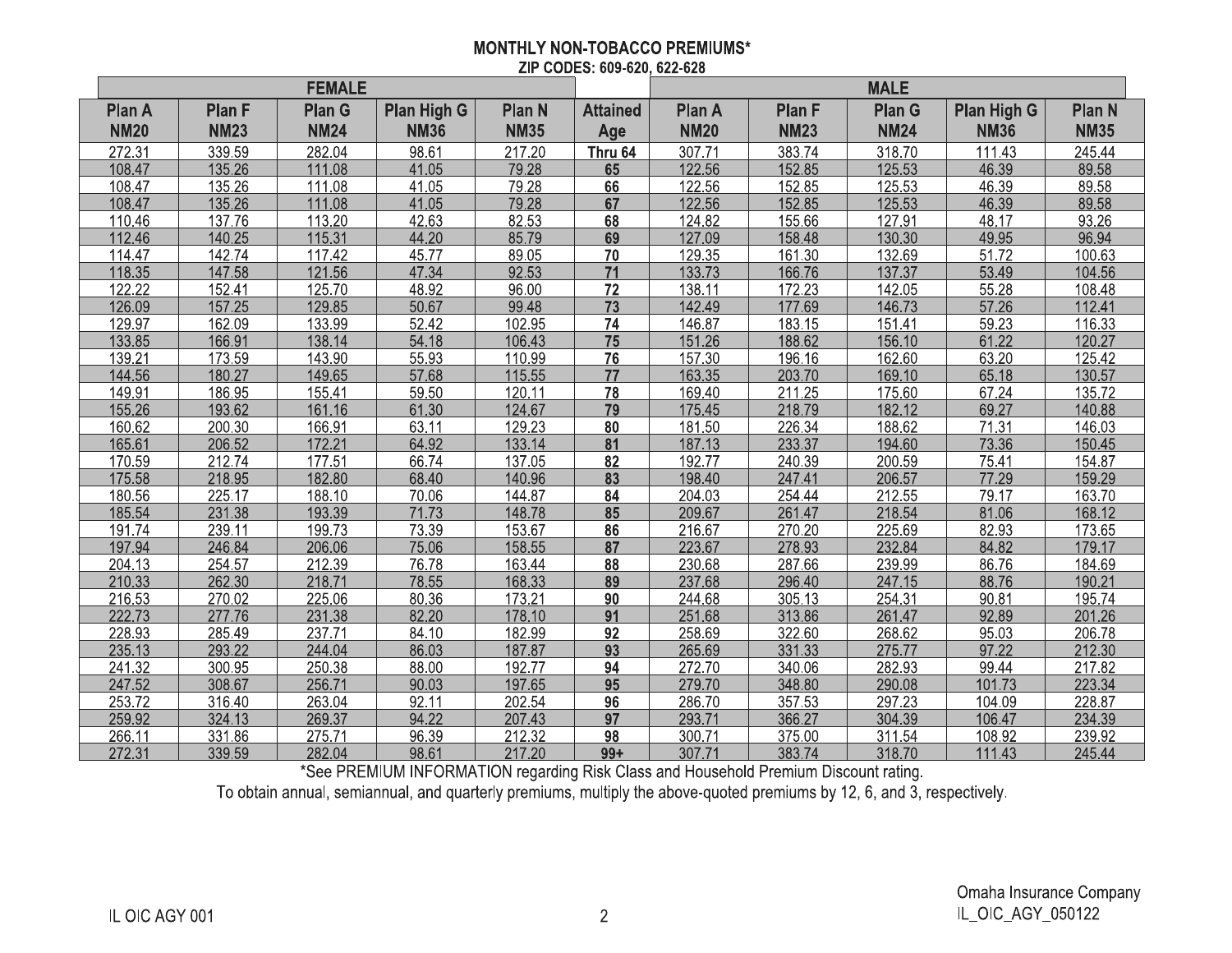# MONTHLY NON-TOBACCO PREMIUMS*

## ZIP CODES: 609-620, 622-628

| FEMALE | | | | | | MALE | | | | |
|---|---|---|---|---|---|---|---|---|---|---|
| Plan A NM20 | Plan F NM23 | Plan G NM24 | Plan High G NM36 | Plan N NM35 | Attained Age | Plan A NM20 | Plan F NM23 | Plan G NM24 | Plan High G NM36 | Plan N NM35 |
| 272.31 | 339.59 | 282.04 | 98.61 | 217.20 | Thru 64 | 307.71 | 383.74 | 318.70 | 111.43 | 245.44 |
| 108.47 | 135.26 | 111.08 | 41.05 | 79.28 | 65 | 122.56 | 152.85 | 125.53 | 46.39 | 89.58 |
| 108.47 | 135.26 | 111.08 | 41.05 | 79.28 | 66 | 122.56 | 152.85 | 125.53 | 46.39 | 89.58 |
| 108.47 | 135.26 | 111.08 | 41.05 | 79.28 | 67 | 122.56 | 152.85 | 125.53 | 46.39 | 89.58 |
| 110.46 | 137.76 | 113.20 | 42.63 | 82.53 | 68 | 124.82 | 155.66 | 127.91 | 48.17 | 93.26 |
| 112.46 | 140.25 | 115.31 | 44.20 | 85.79 | 69 | 127.09 | 158.48 | 130.30 | 49.95 | 96.94 |
| 114.47 | 142.74 | 117.42 | 45.77 | 89.05 | 70 | 129.35 | 161.30 | 132.69 | 51.72 | 100.63 |
| 118.35 | 147.58 | 121.56 | 47.34 | 92.53 | 71 | 133.73 | 166.76 | 137.37 | 53.49 | 104.56 |
| 122.22 | 152.41 | 125.70 | 48.92 | 96.00 | 72 | 138.11 | 172.23 | 142.05 | 55.28 | 108.48 |
| 126.09 | 157.25 | 129.85 | 50.67 | 99.48 | 73 | 142.49 | 177.69 | 146.73 | 57.26 | 112.41 |
| 129.97 | 162.09 | 133.99 | 52.42 | 102.95 | 74 | 146.87 | 183.15 | 151.41 | 59.23 | 116.33 |
| 133.85 | 166.91 | 138.14 | 54.18 | 106.43 | 75 | 151.26 | 188.62 | 156.10 | 61.22 | 120.27 |
| 139.21 | 173.59 | 143.90 | 55.93 | 110.99 | 76 | 157.30 | 196.16 | 162.60 | 63.20 | 125.42 |
| 144.56 | 180.27 | 149.65 | 57.68 | 115.55 | 77 | 163.35 | 203.70 | 169.10 | 65.18 | 130.57 |
| 149.91 | 186.95 | 155.41 | 59.50 | 120.11 | 78 | 169.40 | 211.25 | 175.60 | 67.24 | 135.72 |
| 155.26 | 193.62 | 161.16 | 61.30 | 124.67 | 79 | 175.45 | 218.79 | 182.12 | 69.27 | 140.88 |
| 160.62 | 200.30 | 166.91 | 63.11 | 129.23 | 80 | 181.50 | 226.34 | 188.62 | 71.31 | 146.03 |
| 165.61 | 206.52 | 172.21 | 64.92 | 133.14 | 81 | 187.13 | 233.37 | 194.60 | 73.36 | 150.45 |
| 170.59 | 212.74 | 177.51 | 66.74 | 137.05 | 82 | 192.77 | 240.39 | 200.59 | 75.41 | 154.87 |
| 175.58 | 218.95 | 182.80 | 68.40 | 140.96 | 83 | 198.40 | 247.41 | 206.57 | 77.29 | 159.29 |
| 180.56 | 225.17 | 188.10 | 70.06 | 144.87 | 84 | 204.03 | 254.44 | 212.55 | 79.17 | 163.70 |
| 185.54 | 231.38 | 193.39 | 71.73 | 148.78 | 85 | 209.67 | 261.47 | 218.54 | 81.06 | 168.12 |
| 191.74 | 239.11 | 199.73 | 73.39 | 153.67 | 86 | 216.67 | 270.20 | 225.69 | 82.93 | 173.65 |
| 197.94 | 246.84 | 206.06 | 75.06 | 158.55 | 87 | 223.67 | 278.93 | 232.84 | 84.82 | 179.17 |
| 204.13 | 254.57 | 212.39 | 76.78 | 163.44 | 88 | 230.68 | 287.66 | 239.99 | 86.76 | 184.69 |
| 210.33 | 262.30 | 218.71 | 78.55 | 168.33 | 89 | 237.68 | 296.40 | 247.15 | 88.76 | 190.21 |
| 216.53 | 270.02 | 225.06 | 80.36 | 173.21 | 90 | 244.68 | 305.13 | 254.31 | 90.81 | 195.74 |
| 222.73 | 277.76 | 231.38 | 82.20 | 178.10 | 91 | 251.68 | 313.86 | 261.47 | 92.89 | 201.26 |
| 228.93 | 285.49 | 237.71 | 84.10 | 182.99 | 92 | 258.69 | 322.60 | 268.62 | 95.03 | 206.78 |
| 235.13 | 293.22 | 244.04 | 86.03 | 187.87 | 93 | 265.69 | 331.33 | 275.77 | 97.22 | 212.30 |
| 241.32 | 300.95 | 250.38 | 88.00 | 192.77 | 94 | 272.70 | 340.06 | 282.93 | 99.44 | 217.82 |
| 247.52 | 308.67 | 256.71 | 90.03 | 197.65 | 95 | 279.70 | 348.80 | 290.08 | 101.73 | 223.34 |
| 253.72 | 316.40 | 263.04 | 92.11 | 202.54 | 96 | 286.70 | 357.53 | 297.23 | 104.09 | 228.87 |
| 259.92 | 324.13 | 269.37 | 94.22 | 207.43 | 97 | 293.71 | 366.27 | 304.39 | 106.47 | 234.39 |
| 266.11 | 331.86 | 275.71 | 96.39 | 212.32 | 98 | 300.71 | 375.00 | 311.54 | 108.92 | 239.92 |
| 272.31 | 339.59 | 282.04 | 98.61 | 217.20 | 99+ | 307.71 | 383.74 | 318.70 | 111.43 | 245.44 |

*See PREMIUM INFORMATION regarding Risk Class and Household Premium Discount rating.

To obtain annual, semiannual, and quarterly premiums, multiply the above-quoted premiums by 12, 6, and 3, respectively.

IL OIC AGY 001

Omaha Insurance Company
IL_OIC_AGY_050122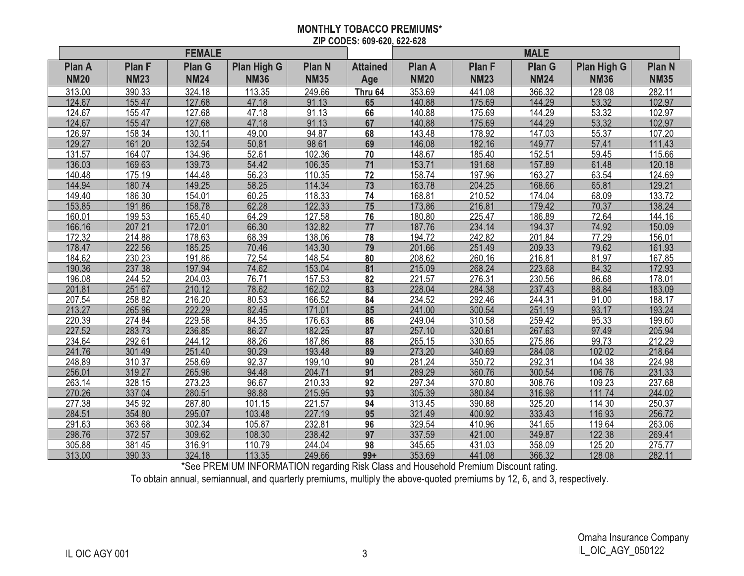# MONTHLY TOBACCO PREMIUMS*

**ZIP CODES: 609-620, 622-628**

| FEMALE | | | | | | MALE | | | | |
|---|---|---|---|---|---|---|---|---|---|---|
| Plan A NM20 | Plan F NM23 | Plan G NM24 | Plan High G NM36 | Plan N NM35 | Attained Age | Plan A NM20 | Plan F NM23 | Plan G NM24 | Plan High G NM36 | Plan N NM35 |
| 313.00 | 390.33 | 324.18 | 113.35 | 249.66 | **Thru 64** | 353.69 | 441.08 | 366.32 | 128.08 | 282.11 |
| 124.67 | 155.47 | 127.68 | 47.18 | 91.13 | **65** | 140.88 | 175.69 | 144.29 | 53.32 | 102.97 |
| 124.67 | 155.47 | 127.68 | 47.18 | 91.13 | **66** | 140.88 | 175.69 | 144.29 | 53.32 | 102.97 |
| 124.67 | 155.47 | 127.68 | 47.18 | 91.13 | **67** | 140.88 | 175.69 | 144.29 | 53.32 | 102.97 |
| 126.97 | 158.34 | 130.11 | 49.00 | 94.87 | **68** | 143.48 | 178.92 | 147.03 | 55.37 | 107.20 |
| 129.27 | 161.20 | 132.54 | 50.81 | 98.61 | **69** | 146.08 | 182.16 | 149.77 | 57.41 | 111.43 |
| 131.57 | 164.07 | 134.96 | 52.61 | 102.36 | **70** | 148.67 | 185.40 | 152.51 | 59.45 | 115.66 |
| 136.03 | 169.63 | 139.73 | 54.42 | 106.35 | **71** | 153.71 | 191.68 | 157.89 | 61.48 | 120.18 |
| 140.48 | 175.19 | 144.48 | 56.23 | 110.35 | **72** | 158.74 | 197.96 | 163.27 | 63.54 | 124.69 |
| 144.94 | 180.74 | 149.25 | 58.25 | 114.34 | **73** | 163.78 | 204.25 | 168.66 | 65.81 | 129.21 |
| 149.40 | 186.30 | 154.01 | 60.25 | 118.33 | **74** | 168.81 | 210.52 | 174.04 | 68.09 | 133.72 |
| 153.85 | 191.86 | 158.78 | 62.28 | 122.33 | **75** | 173.86 | 216.81 | 179.42 | 70.37 | 138.24 |
| 160.01 | 199.53 | 165.40 | 64.29 | 127.58 | **76** | 180.80 | 225.47 | 186.89 | 72.64 | 144.16 |
| 166.16 | 207.21 | 172.01 | 66.30 | 132.82 | **77** | 187.76 | 234.14 | 194.37 | 74.92 | 150.09 |
| 172.32 | 214.88 | 178.63 | 68.39 | 138.06 | **78** | 194.72 | 242.82 | 201.84 | 77.29 | 156.01 |
| 178.47 | 222.56 | 185.25 | 70.46 | 143.30 | **79** | 201.66 | 251.49 | 209.33 | 79.62 | 161.93 |
| 184.62 | 230.23 | 191.86 | 72.54 | 148.54 | **80** | 208.62 | 260.16 | 216.81 | 81.97 | 167.85 |
| 190.36 | 237.38 | 197.94 | 74.62 | 153.04 | **81** | 215.09 | 268.24 | 223.68 | 84.32 | 172.93 |
| 196.08 | 244.52 | 204.03 | 76.71 | 157.53 | **82** | 221.57 | 276.31 | 230.56 | 86.68 | 178.01 |
| 201.81 | 251.67 | 210.12 | 78.62 | 162.02 | **83** | 228.04 | 284.38 | 237.43 | 88.84 | 183.09 |
| 207.54 | 258.82 | 216.20 | 80.53 | 166.52 | **84** | 234.52 | 292.46 | 244.31 | 91.00 | 188.17 |
| 213.27 | 265.96 | 222.29 | 82.45 | 171.01 | **85** | 241.00 | 300.54 | 251.19 | 93.17 | 193.24 |
| 220.39 | 274.84 | 229.58 | 84.35 | 176.63 | **86** | 249.04 | 310.58 | 259.42 | 95.33 | 199.60 |
| 227.52 | 283.73 | 236.85 | 86.27 | 182.25 | **87** | 257.10 | 320.61 | 267.63 | 97.49 | 205.94 |
| 234.64 | 292.61 | 244.12 | 88.26 | 187.86 | **88** | 265.15 | 330.65 | 275.86 | 99.73 | 212.29 |
| 241.76 | 301.49 | 251.40 | 90.29 | 193.48 | **89** | 273.20 | 340.69 | 284.08 | 102.02 | 218.64 |
| 248.89 | 310.37 | 258.69 | 92.37 | 199.10 | **90** | 281.24 | 350.72 | 292.31 | 104.38 | 224.98 |
| 256.01 | 319.27 | 265.96 | 94.48 | 204.71 | **91** | 289.29 | 360.76 | 300.54 | 106.76 | 231.33 |
| 263.14 | 328.15 | 273.23 | 96.67 | 210.33 | **92** | 297.34 | 370.80 | 308.76 | 109.23 | 237.68 |
| 270.26 | 337.04 | 280.51 | 98.88 | 215.95 | **93** | 305.39 | 380.84 | 316.98 | 111.74 | 244.02 |
| 277.38 | 345.92 | 287.80 | 101.15 | 221.57 | **94** | 313.45 | 390.88 | 325.20 | 114.30 | 250.37 |
| 284.51 | 354.80 | 295.07 | 103.48 | 227.19 | **95** | 321.49 | 400.92 | 333.43 | 116.93 | 256.72 |
| 291.63 | 363.68 | 302.34 | 105.87 | 232.81 | **96** | 329.54 | 410.96 | 341.65 | 119.64 | 263.06 |
| 298.76 | 372.57 | 309.62 | 108.30 | 238.42 | **97** | 337.59 | 421.00 | 349.87 | 122.38 | 269.41 |
| 305.88 | 381.45 | 316.91 | 110.79 | 244.04 | **98** | 345.65 | 431.03 | 358.09 | 125.20 | 275.77 |
| 313.00 | 390.33 | 324.18 | 113.35 | 249.66 | **99+** | 353.69 | 441.08 | 366.32 | 128.08 | 282.11 |

*See PREMIUM INFORMATION regarding Risk Class and Household Premium Discount rating.

To obtain annual, semiannual, and quarterly premiums, multiply the above-quoted premiums by 12, 6, and 3, respectively.

IL OIC AGY 001

Omaha Insurance Company
IL_OIC_AGY_050122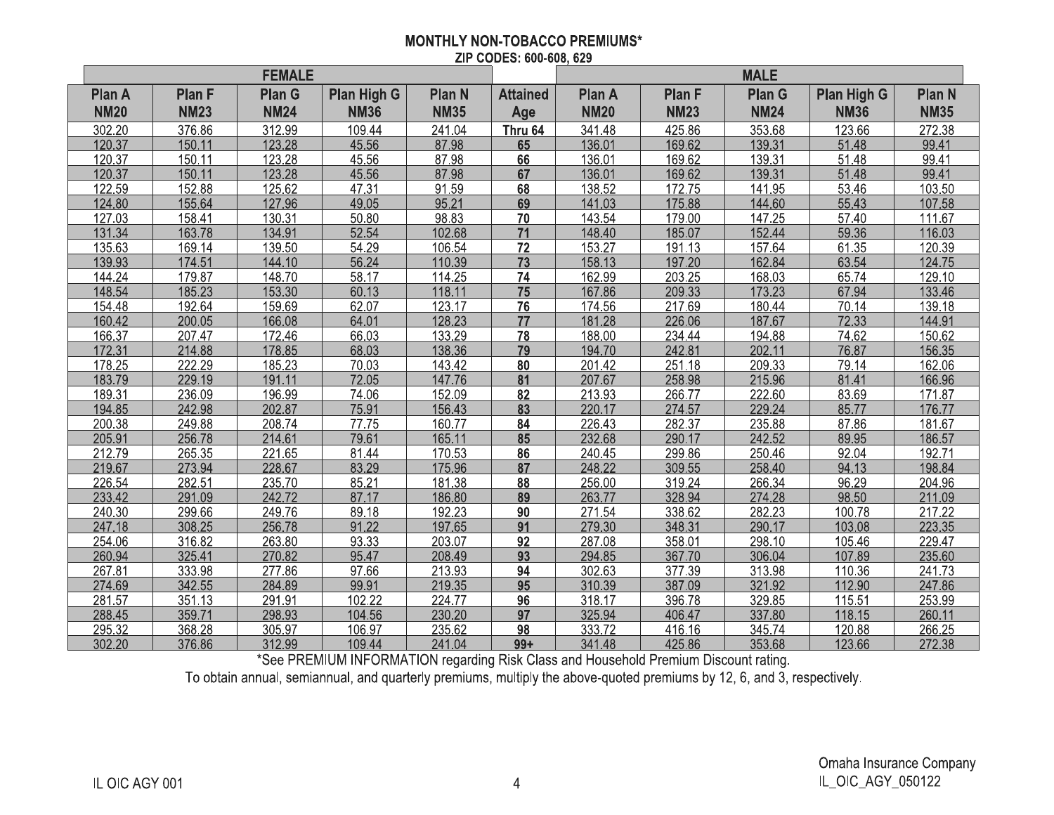## MONTHLY NON-TOBACCO PREMIUMS*

### ZIP CODES: 600-608, 629

| FEMALE | | | | | | MALE | | | | |
|---|---|---|---|---|---|---|---|---|---|---|
| Plan A NM20 | Plan F NM23 | Plan G NM24 | Plan High G NM36 | Plan N NM35 | Attained Age | Plan A NM20 | Plan F NM23 | Plan G NM24 | Plan High G NM36 | Plan N NM35 |
| 302.20 | 376.86 | 312.99 | 109.44 | 241.04 | Thru 64 | 341.48 | 425.86 | 353.68 | 123.66 | 272.38 |
| 120.37 | 150.11 | 123.28 | 45.56 | 87.98 | 65 | 136.01 | 169.62 | 139.31 | 51.48 | 99.41 |
| 120.37 | 150.11 | 123.28 | 45.56 | 87.98 | 66 | 136.01 | 169.62 | 139.31 | 51.48 | 99.41 |
| 120.37 | 150.11 | 123.28 | 45.56 | 87.98 | 67 | 136.01 | 169.62 | 139.31 | 51.48 | 99.41 |
| 122.59 | 152.88 | 125.62 | 47.31 | 91.59 | 68 | 138.52 | 172.75 | 141.95 | 53.46 | 103.50 |
| 124.80 | 155.64 | 127.96 | 49.05 | 95.21 | 69 | 141.03 | 175.88 | 144.60 | 55.43 | 107.58 |
| 127.03 | 158.41 | 130.31 | 50.80 | 98.83 | 70 | 143.54 | 179.00 | 147.25 | 57.40 | 111.67 |
| 131.34 | 163.78 | 134.91 | 52.54 | 102.68 | 71 | 148.40 | 185.07 | 152.44 | 59.36 | 116.03 |
| 135.63 | 169.14 | 139.50 | 54.29 | 106.54 | 72 | 153.27 | 191.13 | 157.64 | 61.35 | 120.39 |
| 139.93 | 174.51 | 144.10 | 56.24 | 110.39 | 73 | 158.13 | 197.20 | 162.84 | 63.54 | 124.75 |
| 144.24 | 179.87 | 148.70 | 58.17 | 114.25 | 74 | 162.99 | 203.25 | 168.03 | 65.74 | 129.10 |
| 148.54 | 185.23 | 153.30 | 60.13 | 118.11 | 75 | 167.86 | 209.33 | 173.23 | 67.94 | 133.46 |
| 154.48 | 192.64 | 159.69 | 62.07 | 123.17 | 76 | 174.56 | 217.69 | 180.44 | 70.14 | 139.18 |
| 160.42 | 200.05 | 166.08 | 64.01 | 128.23 | 77 | 181.28 | 226.06 | 187.67 | 72.33 | 144.91 |
| 166.37 | 207.47 | 172.46 | 66.03 | 133.29 | 78 | 188.00 | 234.44 | 194.88 | 74.62 | 150.62 |
| 172.31 | 214.88 | 178.85 | 68.03 | 138.36 | 79 | 194.70 | 242.81 | 202.11 | 76.87 | 156.35 |
| 178.25 | 222.29 | 185.23 | 70.03 | 143.42 | 80 | 201.42 | 251.18 | 209.33 | 79.14 | 162.06 |
| 183.79 | 229.19 | 191.11 | 72.05 | 147.76 | 81 | 207.67 | 258.98 | 215.96 | 81.41 | 166.96 |
| 189.31 | 236.09 | 196.99 | 74.06 | 152.09 | 82 | 213.93 | 266.77 | 222.60 | 83.69 | 171.87 |
| 194.85 | 242.98 | 202.87 | 75.91 | 156.43 | 83 | 220.17 | 274.57 | 229.24 | 85.77 | 176.77 |
| 200.38 | 249.88 | 208.74 | 77.75 | 160.77 | 84 | 226.43 | 282.37 | 235.88 | 87.86 | 181.67 |
| 205.91 | 256.78 | 214.61 | 79.61 | 165.11 | 85 | 232.68 | 290.17 | 242.52 | 89.95 | 186.57 |
| 212.79 | 265.35 | 221.65 | 81.44 | 170.53 | 86 | 240.45 | 299.86 | 250.46 | 92.04 | 192.71 |
| 219.67 | 273.94 | 228.67 | 83.29 | 175.96 | 87 | 248.22 | 309.55 | 258.40 | 94.13 | 198.84 |
| 226.54 | 282.51 | 235.70 | 85.21 | 181.38 | 88 | 256.00 | 319.24 | 266.34 | 96.29 | 204.96 |
| 233.42 | 291.09 | 242.72 | 87.17 | 186.80 | 89 | 263.77 | 328.94 | 274.28 | 98.50 | 211.09 |
| 240.30 | 299.66 | 249.76 | 89.18 | 192.23 | 90 | 271.54 | 338.62 | 282.23 | 100.78 | 217.22 |
| 247.18 | 308.25 | 256.78 | 91.22 | 197.65 | 91 | 279.30 | 348.31 | 290.17 | 103.08 | 223.35 |
| 254.06 | 316.82 | 263.80 | 93.33 | 203.07 | 92 | 287.08 | 358.01 | 298.10 | 105.46 | 229.47 |
| 260.94 | 325.41 | 270.82 | 95.47 | 208.49 | 93 | 294.85 | 367.70 | 306.04 | 107.89 | 235.60 |
| 267.81 | 333.98 | 277.86 | 97.66 | 213.93 | 94 | 302.63 | 377.39 | 313.98 | 110.36 | 241.73 |
| 274.69 | 342.55 | 284.89 | 99.91 | 219.35 | 95 | 310.39 | 387.09 | 321.92 | 112.90 | 247.86 |
| 281.57 | 351.13 | 291.91 | 102.22 | 224.77 | 96 | 318.17 | 396.78 | 329.85 | 115.51 | 253.99 |
| 288.45 | 359.71 | 298.93 | 104.56 | 230.20 | 97 | 325.94 | 406.47 | 337.80 | 118.15 | 260.11 |
| 295.32 | 368.28 | 305.97 | 106.97 | 235.62 | 98 | 333.72 | 416.16 | 345.74 | 120.88 | 266.25 |
| 302.20 | 376.86 | 312.99 | 109.44 | 241.04 | 99+ | 341.48 | 425.86 | 353.68 | 123.66 | 272.38 |

*See PREMIUM INFORMATION regarding Risk Class and Household Premium Discount rating.

To obtain annual, semiannual, and quarterly premiums, multiply the above-quoted premiums by 12, 6, and 3, respectively.

IL OIC AGY 001

Omaha Insurance Company
IL_OIC_AGY_050122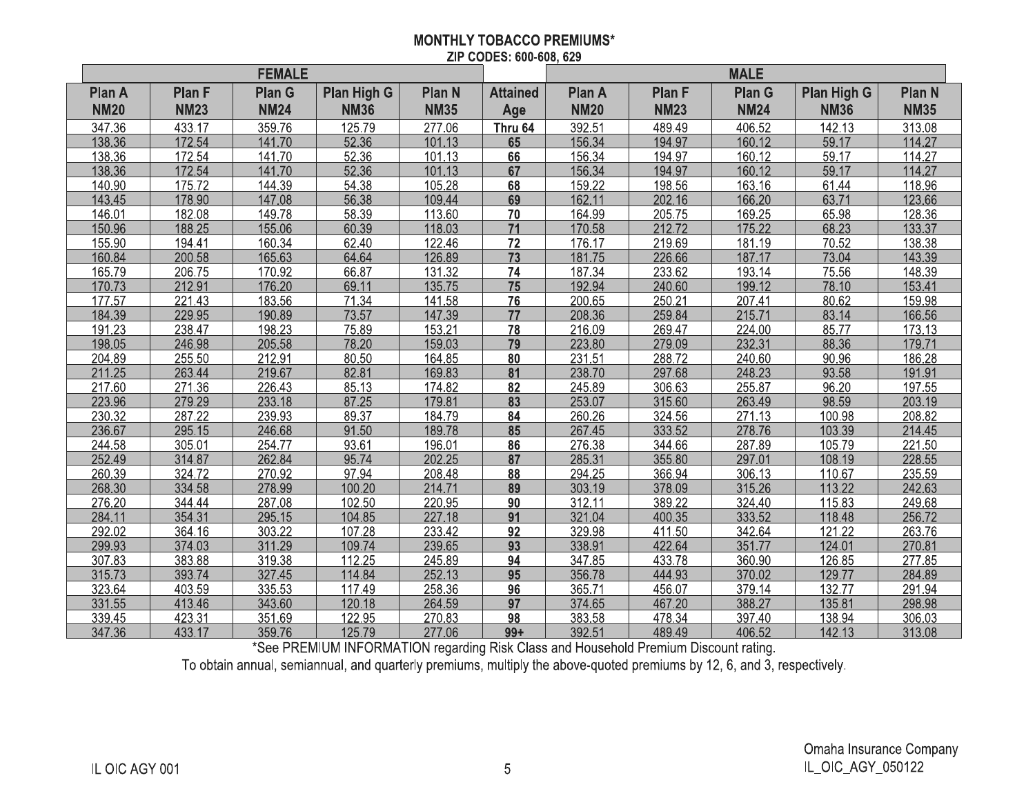# MONTHLY TOBACCO PREMIUMS*

**ZIP CODES: 600-608, 629**

| FEMALE | | | | | | MALE | | | | |
|---|---|---|---|---|---|---|---|---|---|---|
| **Plan A NM20** | **Plan F NM23** | **Plan G NM24** | **Plan High G NM36** | **Plan N NM35** | **Attained Age** | **Plan A NM20** | **Plan F NM23** | **Plan G NM24** | **Plan High G NM36** | **Plan N NM35** |
| 347.36 | 433.17 | 359.76 | 125.79 | 277.06 | **Thru 64** | 392.51 | 489.49 | 406.52 | 142.13 | 313.08 |
| 138.36 | 172.54 | 141.70 | 52.36 | 101.13 | **65** | 156.34 | 194.97 | 160.12 | 59.17 | 114.27 |
| 138.36 | 172.54 | 141.70 | 52.36 | 101.13 | **66** | 156.34 | 194.97 | 160.12 | 59.17 | 114.27 |
| 138.36 | 172.54 | 141.70 | 52.36 | 101.13 | **67** | 156.34 | 194.97 | 160.12 | 59.17 | 114.27 |
| 140.90 | 175.72 | 144.39 | 54.38 | 105.28 | **68** | 159.22 | 198.56 | 163.16 | 61.44 | 118.96 |
| 143.45 | 178.90 | 147.08 | 56.38 | 109.44 | **69** | 162.11 | 202.16 | 166.20 | 63.71 | 123.66 |
| 146.01 | 182.08 | 149.78 | 58.39 | 113.60 | **70** | 164.99 | 205.75 | 169.25 | 65.98 | 128.36 |
| 150.96 | 188.25 | 155.06 | 60.39 | 118.03 | **71** | 170.58 | 212.72 | 175.22 | 68.23 | 133.37 |
| 155.90 | 194.41 | 160.34 | 62.40 | 122.46 | **72** | 176.17 | 219.69 | 181.19 | 70.52 | 138.38 |
| 160.84 | 200.58 | 165.63 | 64.64 | 126.89 | **73** | 181.75 | 226.66 | 187.17 | 73.04 | 143.39 |
| 165.79 | 206.75 | 170.92 | 66.87 | 131.32 | **74** | 187.34 | 233.62 | 193.14 | 75.56 | 148.39 |
| 170.73 | 212.91 | 176.20 | 69.11 | 135.75 | **75** | 192.94 | 240.60 | 199.12 | 78.10 | 153.41 |
| 177.57 | 221.43 | 183.56 | 71.34 | 141.58 | **76** | 200.65 | 250.21 | 207.41 | 80.62 | 159.98 |
| 184.39 | 229.95 | 190.89 | 73.57 | 147.39 | **77** | 208.36 | 259.84 | 215.71 | 83.14 | 166.56 |
| 191.23 | 238.47 | 198.23 | 75.89 | 153.21 | **78** | 216.09 | 269.47 | 224.00 | 85.77 | 173.13 |
| 198.05 | 246.98 | 205.58 | 78.20 | 159.03 | **79** | 223.80 | 279.09 | 232.31 | 88.36 | 179.71 |
| 204.89 | 255.50 | 212.91 | 80.50 | 164.85 | **80** | 231.51 | 288.72 | 240.60 | 90.96 | 186.28 |
| 211.25 | 263.44 | 219.67 | 82.81 | 169.83 | **81** | 238.70 | 297.68 | 248.23 | 93.58 | 191.91 |
| 217.60 | 271.36 | 226.43 | 85.13 | 174.82 | **82** | 245.89 | 306.63 | 255.87 | 96.20 | 197.55 |
| 223.96 | 279.29 | 233.18 | 87.25 | 179.81 | **83** | 253.07 | 315.60 | 263.49 | 98.59 | 203.19 |
| 230.32 | 287.22 | 239.93 | 89.37 | 184.79 | **84** | 260.26 | 324.56 | 271.13 | 100.98 | 208.82 |
| 236.67 | 295.15 | 246.68 | 91.50 | 189.78 | **85** | 267.45 | 333.52 | 278.76 | 103.39 | 214.45 |
| 244.58 | 305.01 | 254.77 | 93.61 | 196.01 | **86** | 276.38 | 344.66 | 287.89 | 105.79 | 221.50 |
| 252.49 | 314.87 | 262.84 | 95.74 | 202.25 | **87** | 285.31 | 355.80 | 297.01 | 108.19 | 228.55 |
| 260.39 | 324.72 | 270.92 | 97.94 | 208.48 | **88** | 294.25 | 366.94 | 306.13 | 110.67 | 235.59 |
| 268.30 | 334.58 | 278.99 | 100.20 | 214.71 | **89** | 303.19 | 378.09 | 315.26 | 113.22 | 242.63 |
| 276.20 | 344.44 | 287.08 | 102.50 | 220.95 | **90** | 312.11 | 389.22 | 324.40 | 115.83 | 249.68 |
| 284.11 | 354.31 | 295.15 | 104.85 | 227.18 | **91** | 321.04 | 400.35 | 333.52 | 118.48 | 256.72 |
| 292.02 | 364.16 | 303.22 | 107.28 | 233.42 | **92** | 329.98 | 411.50 | 342.64 | 121.22 | 263.76 |
| 299.93 | 374.03 | 311.29 | 109.74 | 239.65 | **93** | 338.91 | 422.64 | 351.77 | 124.01 | 270.81 |
| 307.83 | 383.88 | 319.38 | 112.25 | 245.89 | **94** | 347.85 | 433.78 | 360.90 | 126.85 | 277.85 |
| 315.73 | 393.74 | 327.45 | 114.84 | 252.13 | **95** | 356.78 | 444.93 | 370.02 | 129.77 | 284.89 |
| 323.64 | 403.59 | 335.53 | 117.49 | 258.36 | **96** | 365.71 | 456.07 | 379.14 | 132.77 | 291.94 |
| 331.55 | 413.46 | 343.60 | 120.18 | 264.59 | **97** | 374.65 | 467.20 | 388.27 | 135.81 | 298.98 |
| 339.45 | 423.31 | 351.69 | 122.95 | 270.83 | **98** | 383.58 | 478.34 | 397.40 | 138.94 | 306.03 |
| 347.36 | 433.17 | 359.76 | 125.79 | 277.06 | **99+** | 392.51 | 489.49 | 406.52 | 142.13 | 313.08 |

*See PREMIUM INFORMATION regarding Risk Class and Household Premium Discount rating.

To obtain annual, semiannual, and quarterly premiums, multiply the above-quoted premiums by 12, 6, and 3, respectively.

IL OIC AGY 001

Omaha Insurance Company
IL_OIC_AGY_050122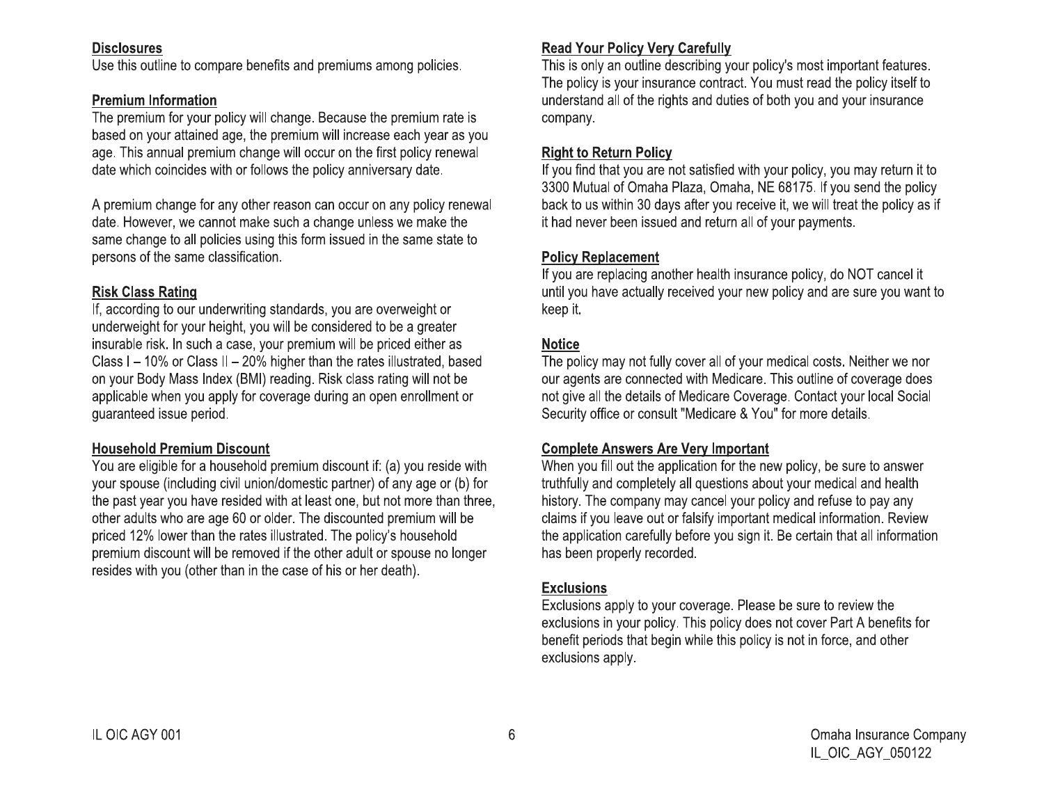### Disclosures

Use this outline to compare benefits and premiums among policies.

### Premium Information

The premium for your policy will change. Because the premium rate is based on your attained age, the premium will increase each year as you age. This annual premium change will occur on the first policy renewal date which coincides with or follows the policy anniversary date.

A premium change for any other reason can occur on any policy renewal date. However, we cannot make such a change unless we make the same change to all policies using this form issued in the same state to persons of the same classification.

### Risk Class Rating

If, according to our underwriting standards, you are overweight or underweight for your height, you will be considered to be a greater insurable risk. In such a case, your premium will be priced either as Class I – 10% or Class II – 20% higher than the rates illustrated, based on your Body Mass Index (BMI) reading. Risk class rating will not be applicable when you apply for coverage during an open enrollment or guaranteed issue period.

### Household Premium Discount

You are eligible for a household premium discount if: (a) you reside with your spouse (including civil union/domestic partner) of any age or (b) for the past year you have resided with at least one, but not more than three, other adults who are age 60 or older. The discounted premium will be priced 12% lower than the rates illustrated. The policy's household premium discount will be removed if the other adult or spouse no longer resides with you (other than in the case of his or her death).

### Read Your Policy Very Carefully

This is only an outline describing your policy's most important features. The policy is your insurance contract. You must read the policy itself to understand all of the rights and duties of both you and your insurance company.

### Right to Return Policy

If you find that you are not satisfied with your policy, you may return it to 3300 Mutual of Omaha Plaza, Omaha, NE 68175. If you send the policy back to us within 30 days after you receive it, we will treat the policy as if it had never been issued and return all of your payments.

### Policy Replacement

If you are replacing another health insurance policy, do NOT cancel it until you have actually received your new policy and are sure you want to keep it.

### Notice

The policy may not fully cover all of your medical costs. Neither we nor our agents are connected with Medicare. This outline of coverage does not give all the details of Medicare Coverage. Contact your local Social Security office or consult "Medicare & You" for more details.

### Complete Answers Are Very Important

When you fill out the application for the new policy, be sure to answer truthfully and completely all questions about your medical and health history. The company may cancel your policy and refuse to pay any claims if you leave out or falsify important medical information. Review the application carefully before you sign it. Be certain that all information has been properly recorded.

### Exclusions

Exclusions apply to your coverage. Please be sure to review the exclusions in your policy. This policy does not cover Part A benefits for benefit periods that begin while this policy is not in force, and other exclusions apply.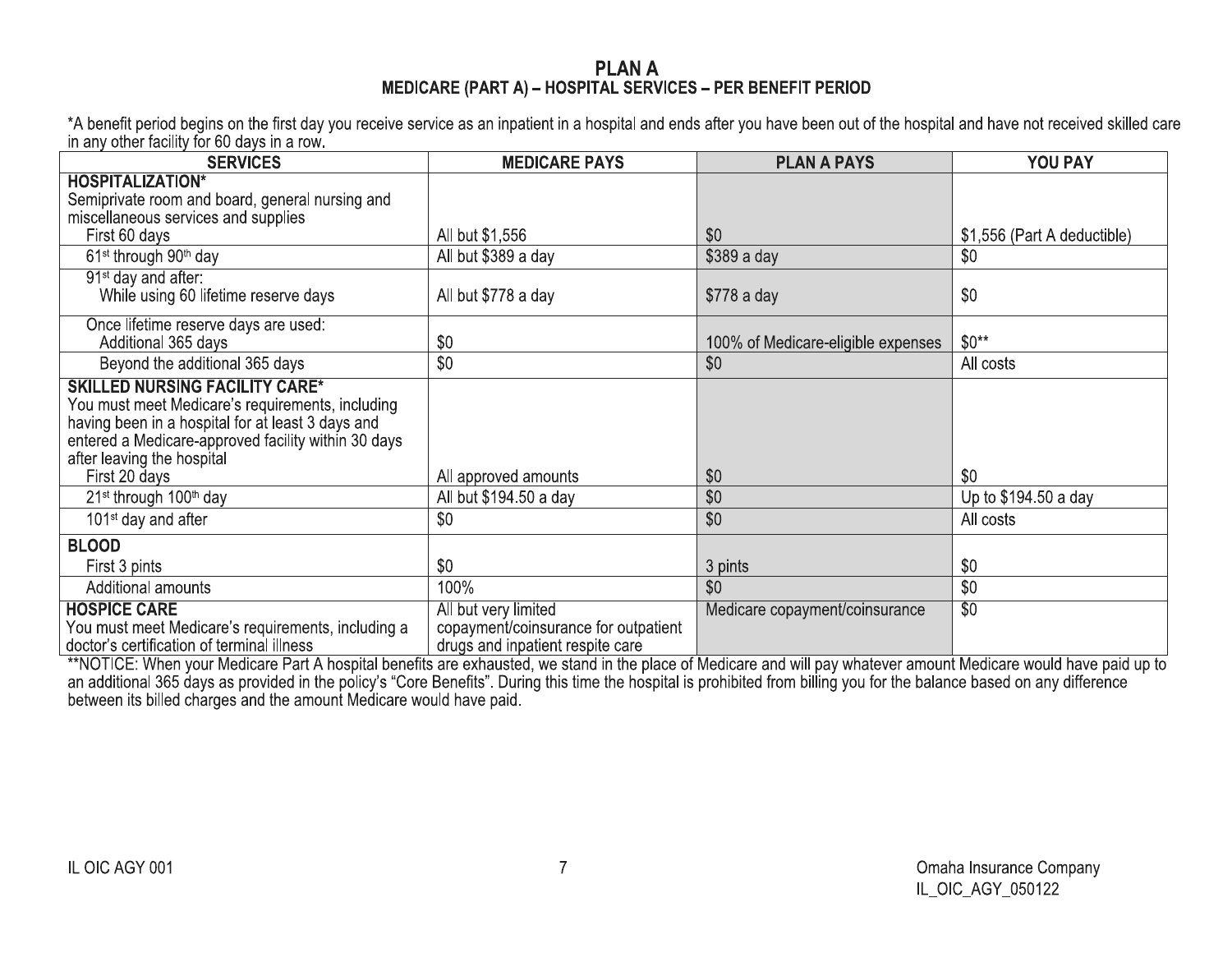# PLAN A

## MEDICARE (PART A) – HOSPITAL SERVICES – PER BENEFIT PERIOD

*A benefit period begins on the first day you receive service as an inpatient in a hospital and ends after you have been out of the hospital and have not received skilled care in any other facility for 60 days in a row.

| SERVICES | MEDICARE PAYS | PLAN A PAYS | YOU PAY |
|---|---|---|---|
| **HOSPITALIZATION*** Semiprivate room and board, general nursing and miscellaneous services and supplies | | | |
| First 60 days | All but $1,556 | $0 | $1,556 (Part A deductible) |
| 61st through 90th day | All but $389 a day | $389 a day | $0 |
| 91st day and after: While using 60 lifetime reserve days | All but $778 a day | $778 a day | $0 |
| Once lifetime reserve days are used: Additional 365 days | $0 | 100% of Medicare-eligible expenses | $0** |
| Beyond the additional 365 days | $0 | $0 | All costs |
| **SKILLED NURSING FACILITY CARE*** You must meet Medicare's requirements, including having been in a hospital for at least 3 days and entered a Medicare-approved facility within 30 days after leaving the hospital | | | |
| First 20 days | All approved amounts | $0 | $0 |
| 21st through 100th day | All but $194.50 a day | $0 | Up to $194.50 a day |
| 101st day and after | $0 | $0 | All costs |
| **BLOOD** | | | |
| First 3 pints | $0 | 3 pints | $0 |
| Additional amounts | 100% | $0 | $0 |
| **HOSPICE CARE** You must meet Medicare's requirements, including a doctor's certification of terminal illness | All but very limited copayment/coinsurance for outpatient drugs and inpatient respite care | Medicare copayment/coinsurance | $0 |

**NOTICE: When your Medicare Part A hospital benefits are exhausted, we stand in the place of Medicare and will pay whatever amount Medicare would have paid up to an additional 365 days as provided in the policy's "Core Benefits". During this time the hospital is prohibited from billing you for the balance based on any difference between its billed charges and the amount Medicare would have paid.

IL OIC AGY 001

Omaha Insurance Company
IL_OIC_AGY_050122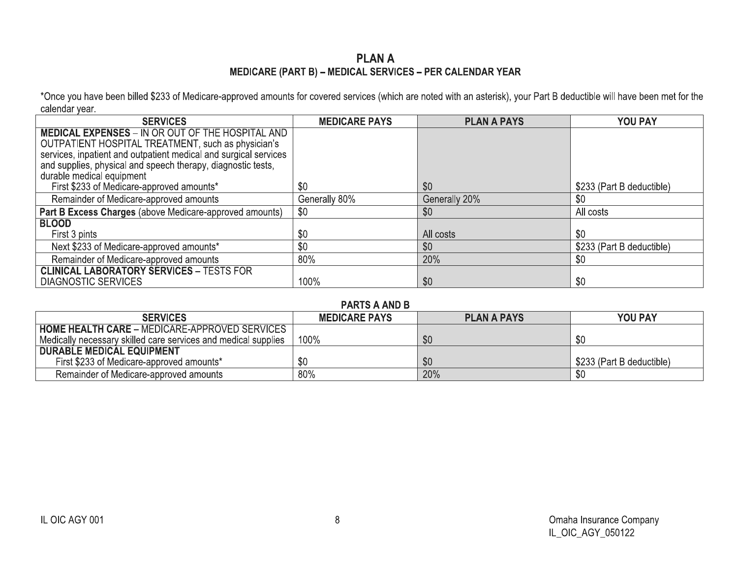## PLAN A

### MEDICARE (PART B) – MEDICAL SERVICES – PER CALENDAR YEAR

*Once you have been billed $233 of Medicare-approved amounts for covered services (which are noted with an asterisk), your Part B deductible will have been met for the calendar year.

| SERVICES | MEDICARE PAYS | PLAN A PAYS | YOU PAY |
|---|---|---|---|
| **MEDICAL EXPENSES** – IN OR OUT OF THE HOSPITAL AND OUTPATIENT HOSPITAL TREATMENT, such as physician's services, inpatient and outpatient medical and surgical services and supplies, physical and speech therapy, diagnostic tests, durable medical equipment | | | |
| First $233 of Medicare-approved amounts* | $0 | $0 | $233 (Part B deductible) |
| Remainder of Medicare-approved amounts | Generally 80% | Generally 20% | $0 |
| **Part B Excess Charges** (above Medicare-approved amounts) | $0 | $0 | All costs |
| **BLOOD** | | | |
| First 3 pints | $0 | All costs | $0 |
| Next $233 of Medicare-approved amounts* | $0 | $0 | $233 (Part B deductible) |
| Remainder of Medicare-approved amounts | 80% | 20% | $0 |
| **CLINICAL LABORATORY SERVICES** – TESTS FOR DIAGNOSTIC SERVICES | 100% | $0 | $0 |

### PARTS A AND B

| SERVICES | MEDICARE PAYS | PLAN A PAYS | YOU PAY |
|---|---|---|---|
| **HOME HEALTH CARE** – MEDICARE-APPROVED SERVICES | | | |
| Medically necessary skilled care services and medical supplies | 100% | $0 | $0 |
| **DURABLE MEDICAL EQUIPMENT** | | | |
| First $233 of Medicare-approved amounts* | $0 | $0 | $233 (Part B deductible) |
| Remainder of Medicare-approved amounts | 80% | 20% | $0 |

IL OIC AGY 001

Omaha Insurance Company
IL_OIC_AGY_050122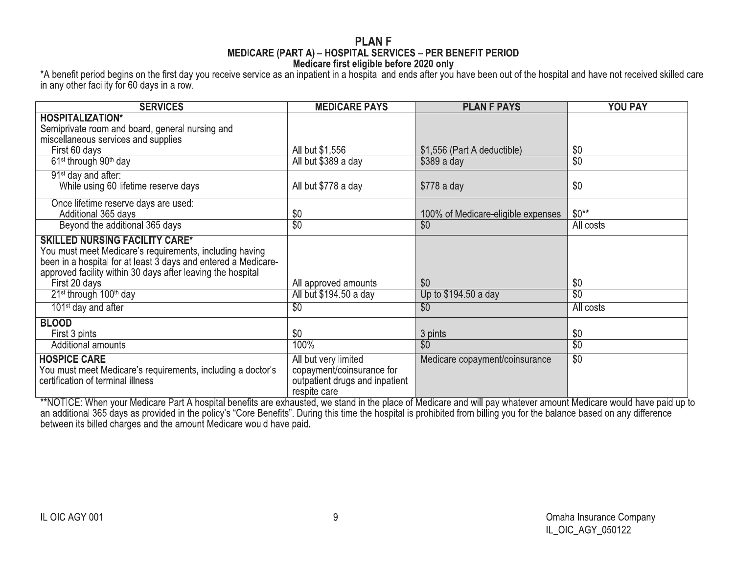# PLAN F

## MEDICARE (PART A) – HOSPITAL SERVICES – PER BENEFIT PERIOD

### Medicare first eligible before 2020 only

*A benefit period begins on the first day you receive service as an inpatient in a hospital and ends after you have been out of the hospital and have not received skilled care in any other facility for 60 days in a row.

| SERVICES | MEDICARE PAYS | PLAN F PAYS | YOU PAY |
|---|---|---|---|
| **HOSPITALIZATION*** Semiprivate room and board, general nursing and miscellaneous services and supplies First 60 days | All but $1,556 | $1,556 (Part A deductible) | $0 |
| 61st through 90th day | All but $389 a day | $389 a day | $0 |
| 91st day and after: While using 60 lifetime reserve days | All but $778 a day | $778 a day | $0 |
| Once lifetime reserve days are used: Additional 365 days | $0 | 100% of Medicare-eligible expenses | $0** |
| Beyond the additional 365 days | $0 | $0 | All costs |
| **SKILLED NURSING FACILITY CARE*** You must meet Medicare's requirements, including having been in a hospital for at least 3 days and entered a Medicare-approved facility within 30 days after leaving the hospital First 20 days | All approved amounts | $0 | $0 |
| 21st through 100th day | All but $194.50 a day | Up to $194.50 a day | $0 |
| 101st day and after | $0 | $0 | All costs |
| **BLOOD** First 3 pints | $0 | 3 pints | $0 |
| Additional amounts | 100% | $0 | $0 |
| **HOSPICE CARE** You must meet Medicare's requirements, including a doctor's certification of terminal illness | All but very limited copayment/coinsurance for outpatient drugs and inpatient respite care | Medicare copayment/coinsurance | $0 |

**NOTICE: When your Medicare Part A hospital benefits are exhausted, we stand in the place of Medicare and will pay whatever amount Medicare would have paid up to an additional 365 days as provided in the policy's "Core Benefits". During this time the hospital is prohibited from billing you for the balance based on any difference between its billed charges and the amount Medicare would have paid.

IL OIC AGY 001

Omaha Insurance Company
IL_OIC_AGY_050122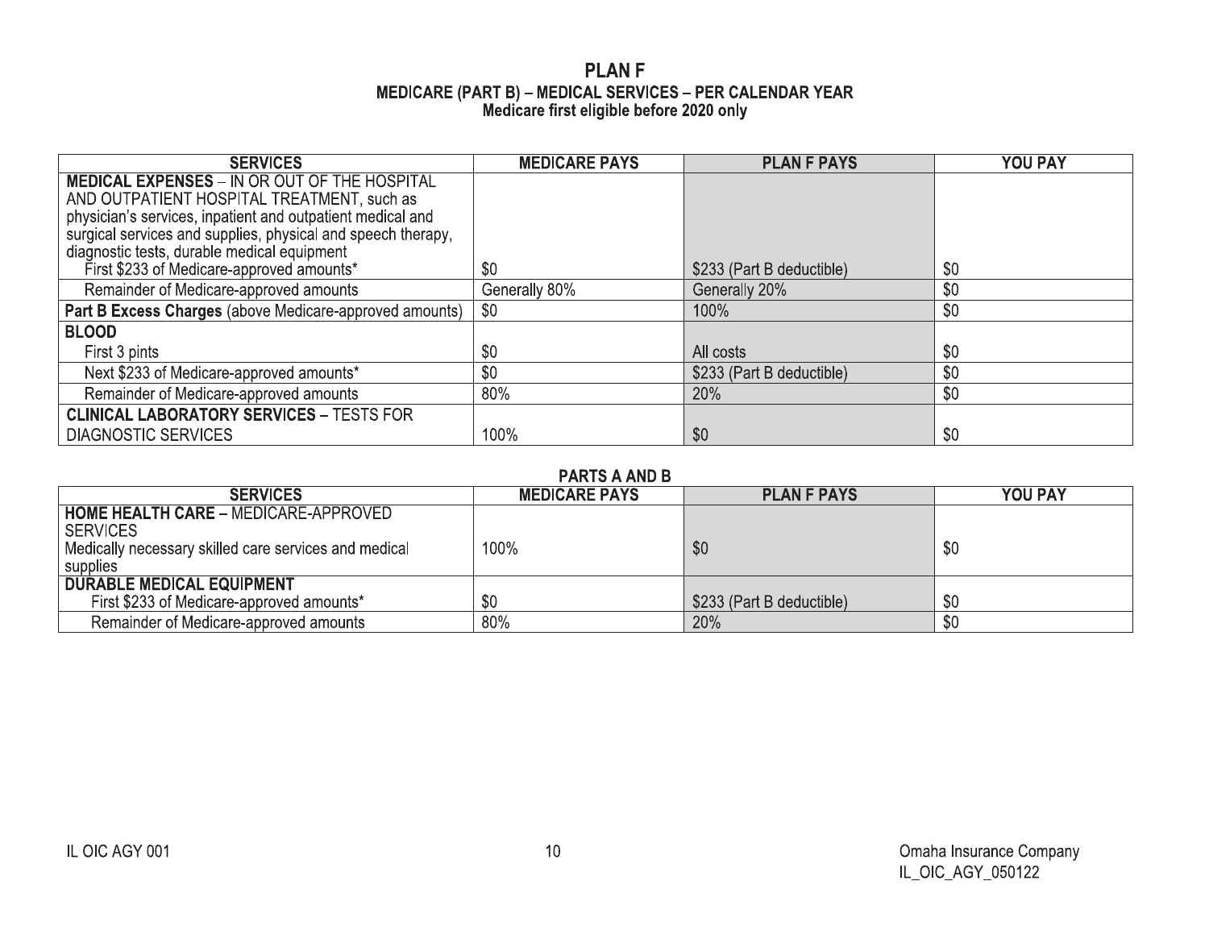# PLAN F

## MEDICARE (PART B) – MEDICAL SERVICES – PER CALENDAR YEAR

### Medicare first eligible before 2020 only

| SERVICES | MEDICARE PAYS | PLAN F PAYS | YOU PAY |
|---|---|---|---|
| **MEDICAL EXPENSES** – IN OR OUT OF THE HOSPITAL AND OUTPATIENT HOSPITAL TREATMENT, such as physician's services, inpatient and outpatient medical and surgical services and supplies, physical and speech therapy, diagnostic tests, durable medical equipment<br>First $233 of Medicare-approved amounts* | $0 | $233 (Part B deductible) | $0 |
| Remainder of Medicare-approved amounts | Generally 80% | Generally 20% | $0 |
| **Part B Excess Charges** (above Medicare-approved amounts) | $0 | 100% | $0 |
| **BLOOD**<br>First 3 pints | $0 | All costs | $0 |
| Next $233 of Medicare-approved amounts* | $0 | $233 (Part B deductible) | $0 |
| Remainder of Medicare-approved amounts | 80% | 20% | $0 |
| **CLINICAL LABORATORY SERVICES** – TESTS FOR DIAGNOSTIC SERVICES | 100% | $0 | $0 |

## PARTS A AND B

| SERVICES | MEDICARE PAYS | PLAN F PAYS | YOU PAY |
|---|---|---|---|
| **HOME HEALTH CARE** – MEDICARE-APPROVED SERVICES<br>Medically necessary skilled care services and medical supplies | 100% | $0 | $0 |
| **DURABLE MEDICAL EQUIPMENT**<br>First $233 of Medicare-approved amounts* | $0 | $233 (Part B deductible) | $0 |
| Remainder of Medicare-approved amounts | 80% | 20% | $0 |

IL OIC AGY 001

Omaha Insurance Company
IL_OIC_AGY_050122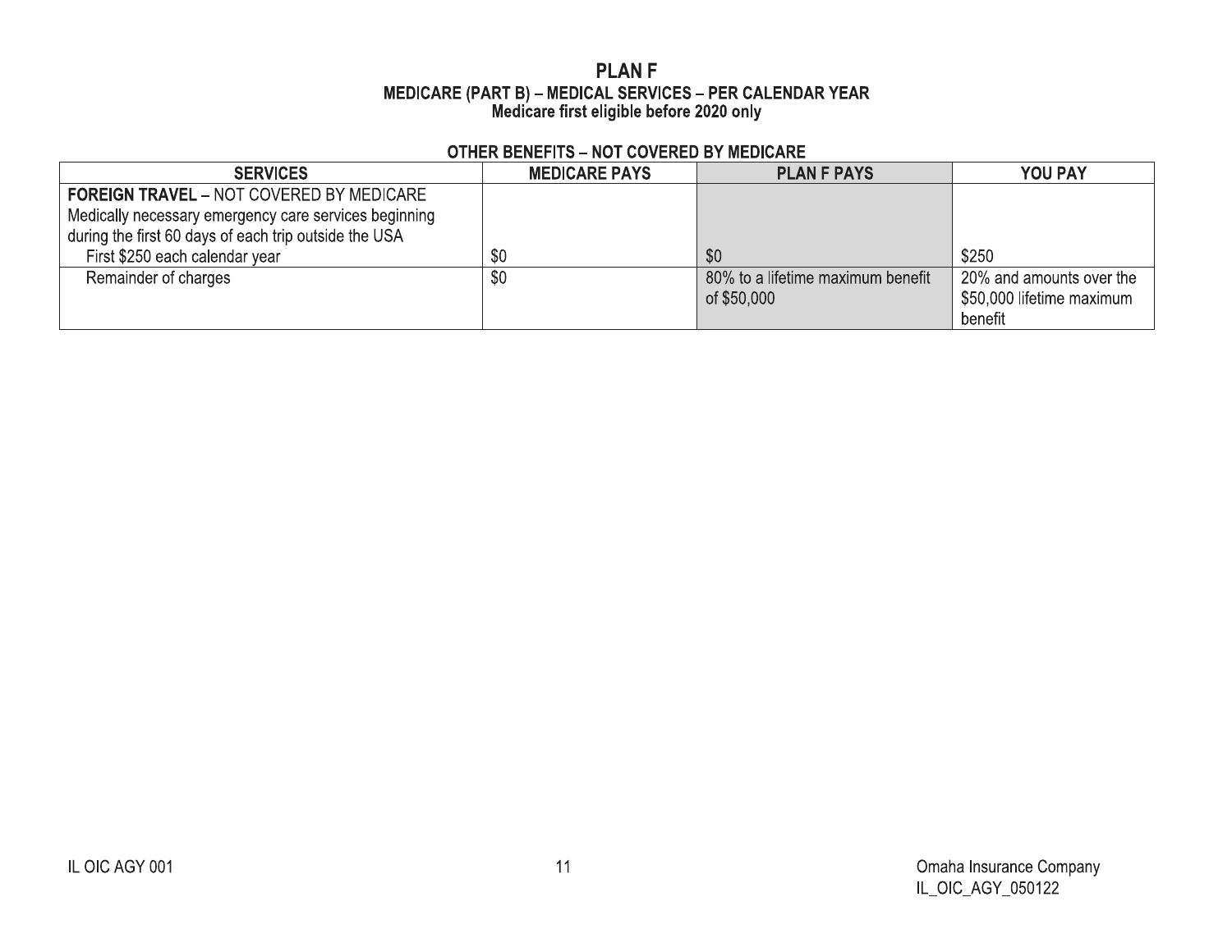# PLAN F

## MEDICARE (PART B) – MEDICAL SERVICES – PER CALENDAR YEAR

### Medicare first eligible before 2020 only

#### OTHER BENEFITS – NOT COVERED BY MEDICARE

| SERVICES | MEDICARE PAYS | PLAN F PAYS | YOU PAY |
|---|---|---|---|
| **FOREIGN TRAVEL** – NOT COVERED BY MEDICARE<br>Medically necessary emergency care services beginning during the first 60 days of each trip outside the USA<br>First $250 each calendar year | $0 | $0 | $250 |
| Remainder of charges | $0 | 80% to a lifetime maximum benefit of $50,000 | 20% and amounts over the $50,000 lifetime maximum benefit |

IL OIC AGY 001

Omaha Insurance Company
IL_OIC_AGY_050122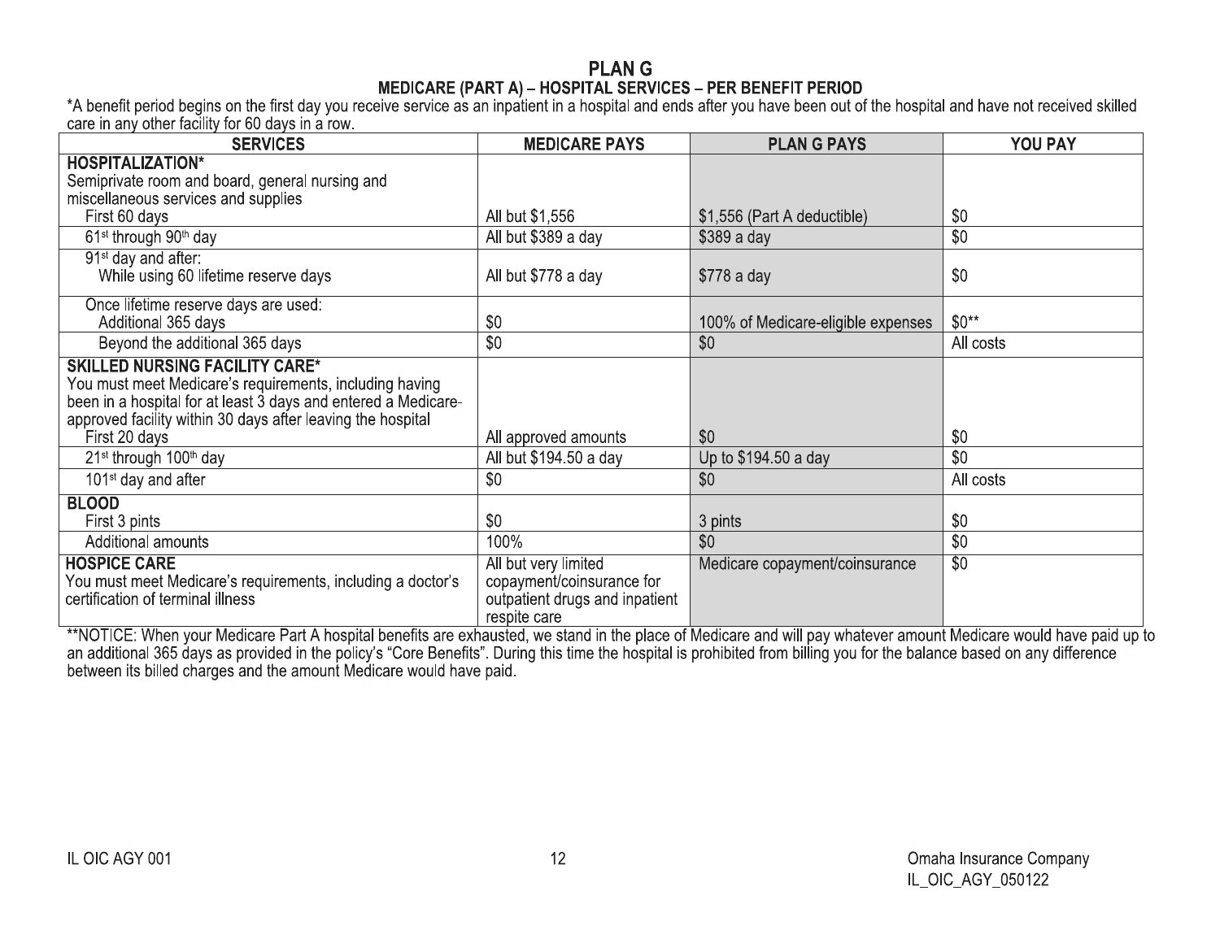# PLAN G

## MEDICARE (PART A) – HOSPITAL SERVICES – PER BENEFIT PERIOD

*A benefit period begins on the first day you receive service as an inpatient in a hospital and ends after you have been out of the hospital and have not received skilled care in any other facility for 60 days in a row.

| SERVICES | MEDICARE PAYS | PLAN G PAYS | YOU PAY |
|---|---|---|---|
| **HOSPITALIZATION*** Semiprivate room and board, general nursing and miscellaneous services and supplies | | | |
| First 60 days | All but $1,556 | $1,556 (Part A deductible) | $0 |
| 61st through 90th day | All but $389 a day | $389 a day | $0 |
| 91st day and after: While using 60 lifetime reserve days | All but $778 a day | $778 a day | $0 |
| Once lifetime reserve days are used: Additional 365 days | $0 | 100% of Medicare-eligible expenses | $0** |
| Beyond the additional 365 days | $0 | $0 | All costs |
| **SKILLED NURSING FACILITY CARE*** You must meet Medicare's requirements, including having been in a hospital for at least 3 days and entered a Medicare-approved facility within 30 days after leaving the hospital | | | |
| First 20 days | All approved amounts | $0 | $0 |
| 21st through 100th day | All but $194.50 a day | Up to $194.50 a day | $0 |
| 101st day and after | $0 | $0 | All costs |
| **BLOOD** | | | |
| First 3 pints | $0 | 3 pints | $0 |
| Additional amounts | 100% | $0 | $0 |
| **HOSPICE CARE** You must meet Medicare's requirements, including a doctor's certification of terminal illness | All but very limited copayment/coinsurance for outpatient drugs and inpatient respite care | Medicare copayment/coinsurance | $0 |

**NOTICE: When your Medicare Part A hospital benefits are exhausted, we stand in the place of Medicare and will pay whatever amount Medicare would have paid up to an additional 365 days as provided in the policy's "Core Benefits". During this time the hospital is prohibited from billing you for the balance based on any difference between its billed charges and the amount Medicare would have paid.

IL OIC AGY 001

Omaha Insurance Company
IL_OIC_AGY_050122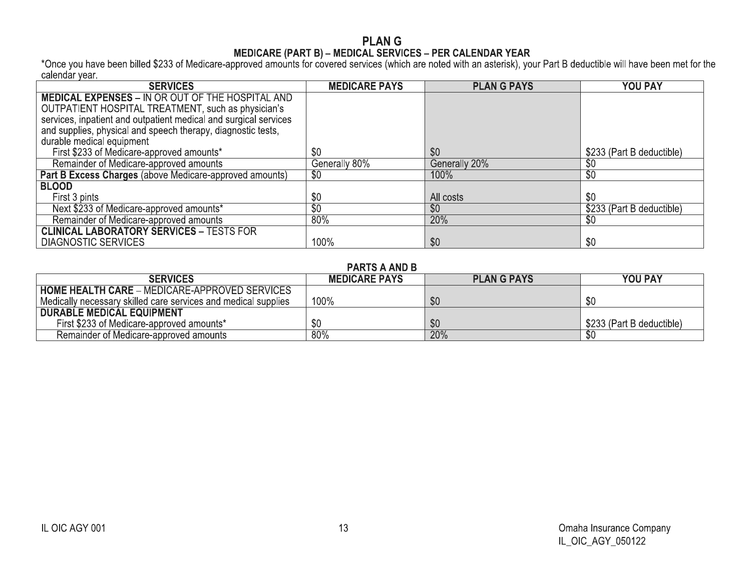# PLAN G

## MEDICARE (PART B) – MEDICAL SERVICES – PER CALENDAR YEAR

*Once you have been billed $233 of Medicare-approved amounts for covered services (which are noted with an asterisk), your Part B deductible will have been met for the calendar year.

| SERVICES | MEDICARE PAYS | PLAN G PAYS | YOU PAY |
|---|---|---|---|
| **MEDICAL EXPENSES – IN OR OUT OF THE HOSPITAL AND OUTPATIENT HOSPITAL TREATMENT,** such as physician's services, inpatient and outpatient medical and surgical services and supplies, physical and speech therapy, diagnostic tests, durable medical equipment | | | |
| First $233 of Medicare-approved amounts* | $0 | $0 | $233 (Part B deductible) |
| Remainder of Medicare-approved amounts | Generally 80% | Generally 20% | $0 |
| **Part B Excess Charges** (above Medicare-approved amounts) | $0 | 100% | $0 |
| **BLOOD** | | | |
| First 3 pints | $0 | All costs | $0 |
| Next $233 of Medicare-approved amounts* | $0 | $0 | $233 (Part B deductible) |
| Remainder of Medicare-approved amounts | 80% | 20% | $0 |
| **CLINICAL LABORATORY SERVICES – TESTS FOR DIAGNOSTIC SERVICES** | 100% | $0 | $0 |

## PARTS A AND B

| SERVICES | MEDICARE PAYS | PLAN G PAYS | YOU PAY |
|---|---|---|---|
| **HOME HEALTH CARE – MEDICARE-APPROVED SERVICES** | | | |
| Medically necessary skilled care services and medical supplies | 100% | $0 | $0 |
| **DURABLE MEDICAL EQUIPMENT** | | | |
| First $233 of Medicare-approved amounts* | $0 | $0 | $233 (Part B deductible) |
| Remainder of Medicare-approved amounts | 80% | 20% | $0 |

IL OIC AGY 001

Omaha Insurance Company
IL_OIC_AGY_050122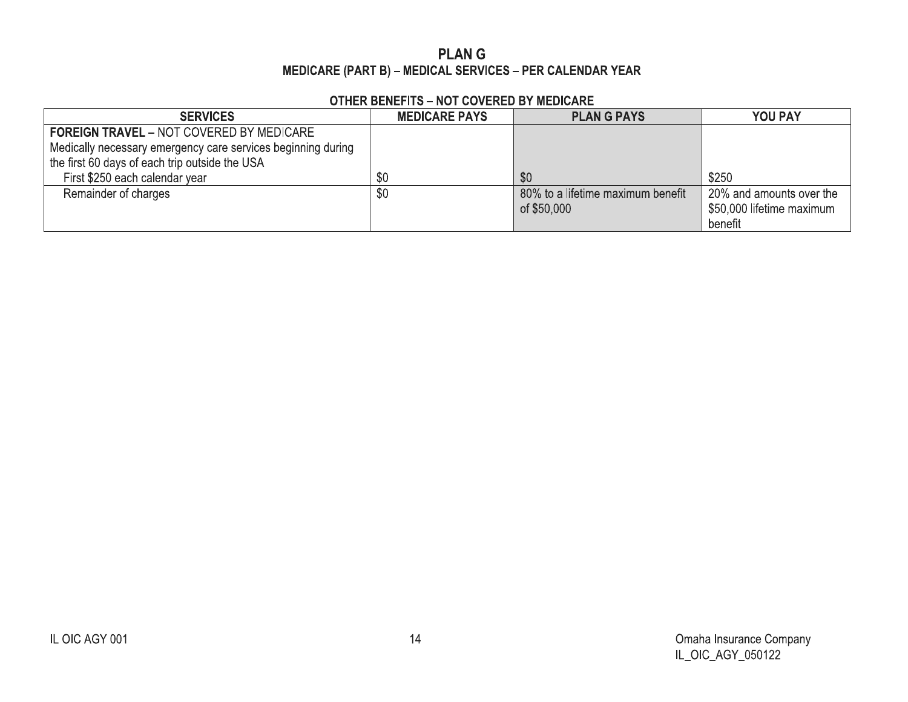# PLAN G

## MEDICARE (PART B) – MEDICAL SERVICES – PER CALENDAR YEAR

### OTHER BENEFITS – NOT COVERED BY MEDICARE

| SERVICES | MEDICARE PAYS | PLAN G PAYS | YOU PAY |
|---|---|---|---|
| **FOREIGN TRAVEL** – NOT COVERED BY MEDICARE<br>Medically necessary emergency care services beginning during the first 60 days of each trip outside the USA | | | |
| First $250 each calendar year | $0 | $0 | $250 |
| Remainder of charges | $0 | 80% to a lifetime maximum benefit of $50,000 | 20% and amounts over the $50,000 lifetime maximum benefit |

IL OIC AGY 001

Omaha Insurance Company
IL_OIC_AGY_050122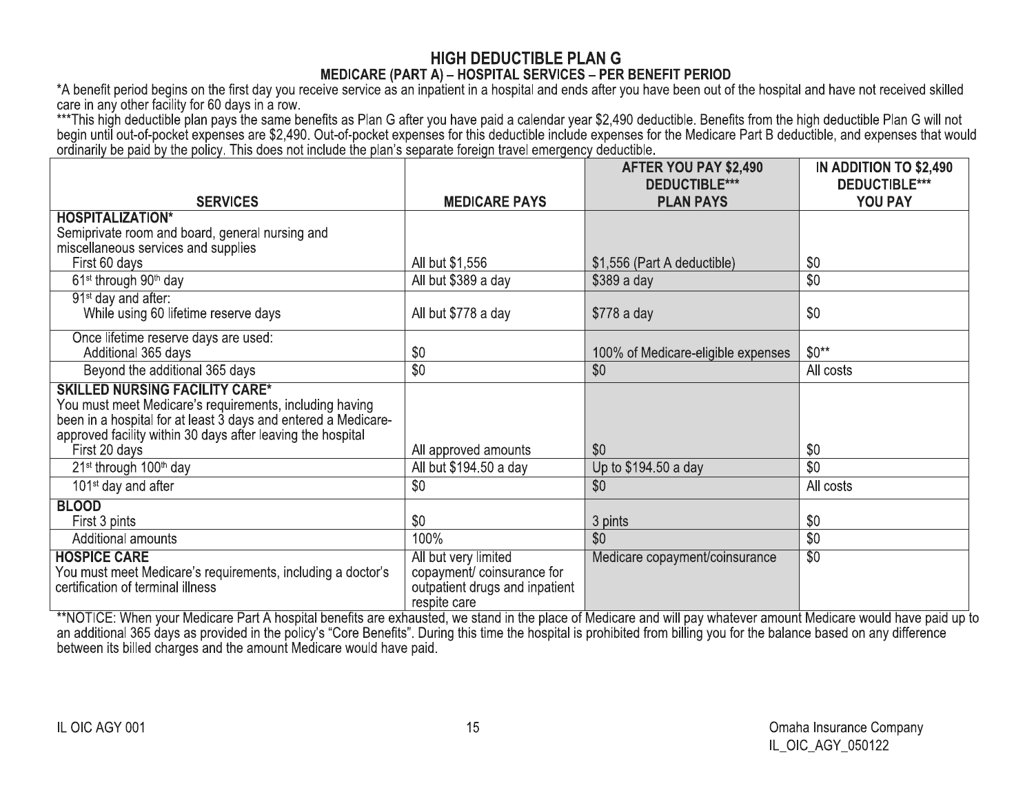# HIGH DEDUCTIBLE PLAN G

## MEDICARE (PART A) – HOSPITAL SERVICES – PER BENEFIT PERIOD

*A benefit period begins on the first day you receive service as an inpatient in a hospital and ends after you have been out of the hospital and have not received skilled care in any other facility for 60 days in a row.

***This high deductible plan pays the same benefits as Plan G after you have paid a calendar year $2,490 deductible. Benefits from the high deductible Plan G will not begin until out-of-pocket expenses are $2,490. Out-of-pocket expenses for this deductible include expenses for the Medicare Part B deductible, and expenses that would ordinarily be paid by the policy. This does not include the plan's separate foreign travel emergency deductible.

| SERVICES | MEDICARE PAYS | AFTER YOU PAY $2,490 DEDUCTIBLE*** PLAN PAYS | IN ADDITION TO $2,490 DEDUCTIBLE*** YOU PAY |
|---|---|---|---|
| **HOSPITALIZATION*** Semiprivate room and board, general nursing and miscellaneous services and supplies | | | |
| First 60 days | All but $1,556 | $1,556 (Part A deductible) | $0 |
| 61st through 90th day | All but $389 a day | $389 a day | $0 |
| 91st day and after: While using 60 lifetime reserve days | All but $778 a day | $778 a day | $0 |
| Once lifetime reserve days are used: Additional 365 days | $0 | 100% of Medicare-eligible expenses | $0** |
| Beyond the additional 365 days | $0 | $0 | All costs |
| **SKILLED NURSING FACILITY CARE*** You must meet Medicare's requirements, including having been in a hospital for at least 3 days and entered a Medicare-approved facility within 30 days after leaving the hospital | | | |
| First 20 days | All approved amounts | $0 | $0 |
| 21st through 100th day | All but $194.50 a day | Up to $194.50 a day | $0 |
| 101st day and after | $0 | $0 | All costs |
| **BLOOD** | | | |
| First 3 pints | $0 | 3 pints | $0 |
| Additional amounts | 100% | $0 | $0 |
| **HOSPICE CARE** You must meet Medicare's requirements, including a doctor's certification of terminal illness | All but very limited copayment/ coinsurance for outpatient drugs and inpatient respite care | Medicare copayment/coinsurance | $0 |

**NOTICE: When your Medicare Part A hospital benefits are exhausted, we stand in the place of Medicare and will pay whatever amount Medicare would have paid up to an additional 365 days as provided in the policy's "Core Benefits". During this time the hospital is prohibited from billing you for the balance based on any difference between its billed charges and the amount Medicare would have paid.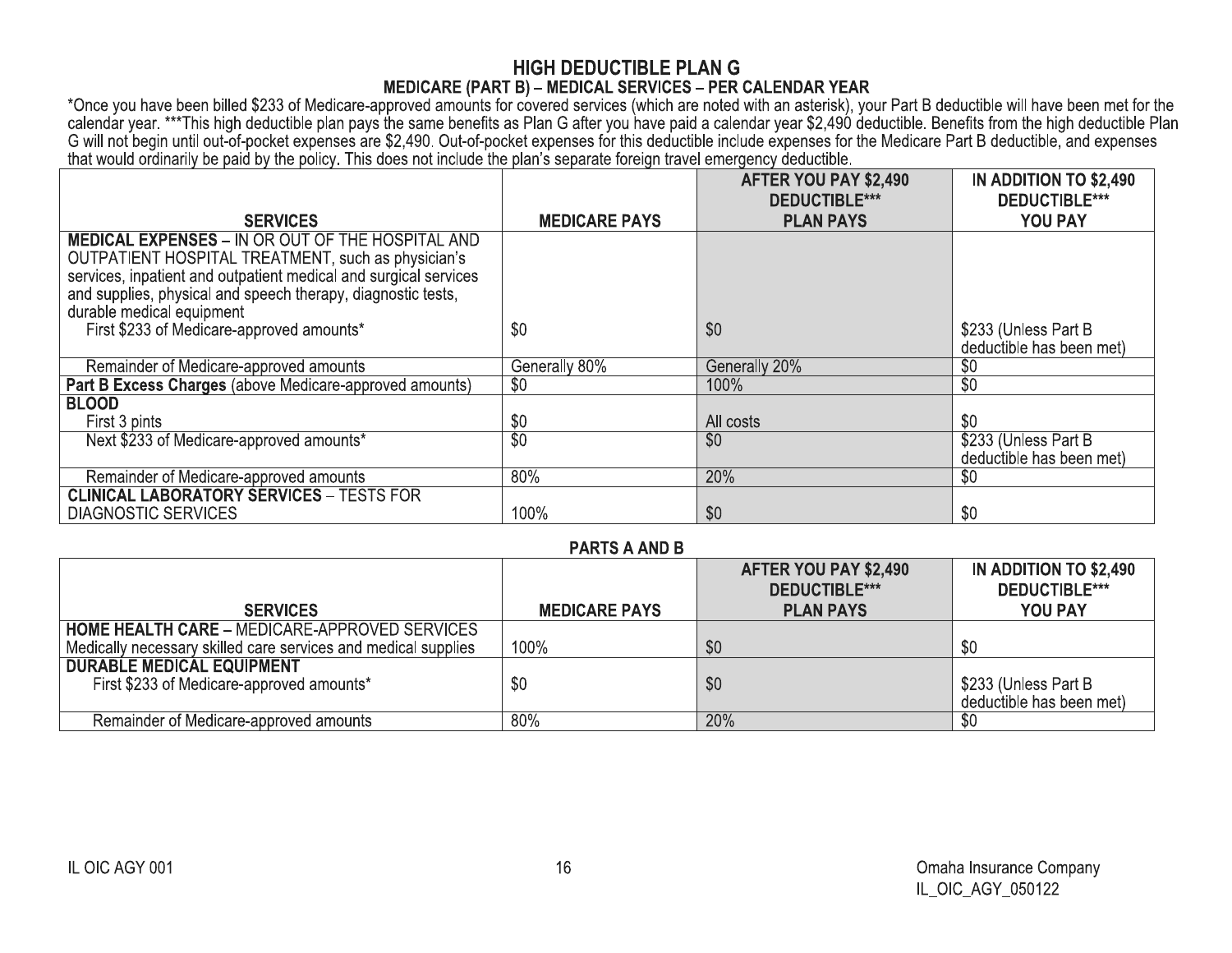# HIGH DEDUCTIBLE PLAN G

## MEDICARE (PART B) – MEDICAL SERVICES – PER CALENDAR YEAR

*Once you have been billed $233 of Medicare-approved amounts for covered services (which are noted with an asterisk), your Part B deductible will have been met for the calendar year. ***This high deductible plan pays the same benefits as Plan G after you have paid a calendar year $2,490 deductible. Benefits from the high deductible Plan G will not begin until out-of-pocket expenses are $2,490. Out-of-pocket expenses for this deductible include expenses for the Medicare Part B deductible, and expenses that would ordinarily be paid by the policy. This does not include the plan's separate foreign travel emergency deductible.

| SERVICES | MEDICARE PAYS | AFTER YOU PAY $2,490 DEDUCTIBLE*** PLAN PAYS | IN ADDITION TO $2,490 DEDUCTIBLE*** YOU PAY |
|---|---|---|---|
| **MEDICAL EXPENSES** – IN OR OUT OF THE HOSPITAL AND OUTPATIENT HOSPITAL TREATMENT, such as physician's services, inpatient and outpatient medical and surgical services and supplies, physical and speech therapy, diagnostic tests, durable medical equipment | | | |
| First $233 of Medicare-approved amounts* | $0 | $0 | $233 (Unless Part B deductible has been met) |
| Remainder of Medicare-approved amounts | Generally 80% | Generally 20% | $0 |
| **Part B Excess Charges** (above Medicare-approved amounts) | $0 | 100% | $0 |
| **BLOOD** | | | |
| First 3 pints | $0 | All costs | $0 |
| Next $233 of Medicare-approved amounts* | $0 | $0 | $233 (Unless Part B deductible has been met) |
| Remainder of Medicare-approved amounts | 80% | 20% | $0 |
| **CLINICAL LABORATORY SERVICES** – TESTS FOR DIAGNOSTIC SERVICES | 100% | $0 | $0 |

## PARTS A AND B

| SERVICES | MEDICARE PAYS | AFTER YOU PAY $2,490 DEDUCTIBLE*** PLAN PAYS | IN ADDITION TO $2,490 DEDUCTIBLE*** YOU PAY |
|---|---|---|---|
| **HOME HEALTH CARE** – MEDICARE-APPROVED SERVICES | | | |
| Medically necessary skilled care services and medical supplies | 100% | $0 | $0 |
| **DURABLE MEDICAL EQUIPMENT** | | | |
| First $233 of Medicare-approved amounts* | $0 | $0 | $233 (Unless Part B deductible has been met) |
| Remainder of Medicare-approved amounts | 80% | 20% | $0 |

IL OIC AGY 001

Omaha Insurance Company
IL_OIC_AGY_050122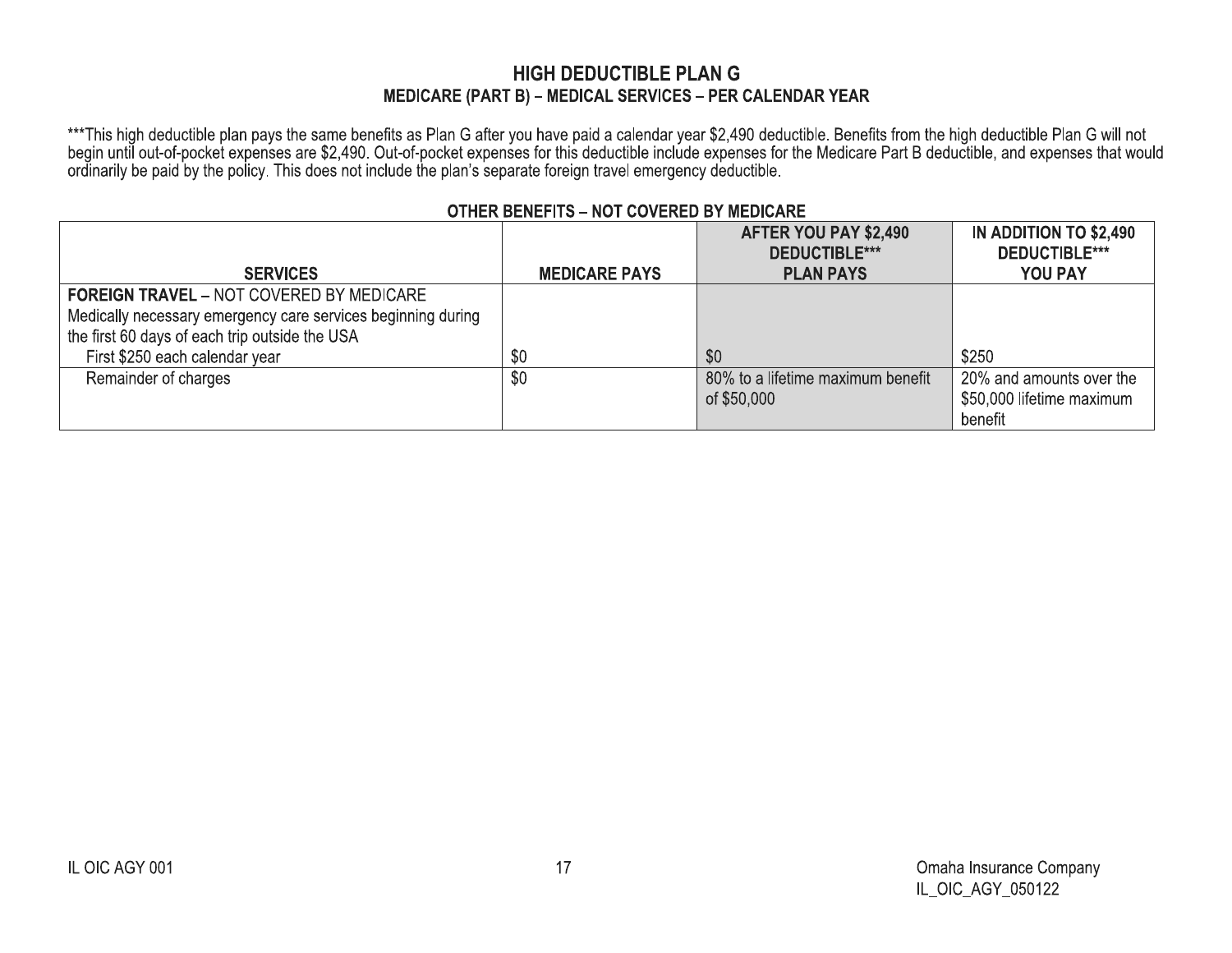## HIGH DEDUCTIBLE PLAN G

### MEDICARE (PART B) – MEDICAL SERVICES – PER CALENDAR YEAR

***This high deductible plan pays the same benefits as Plan G after you have paid a calendar year $2,490 deductible. Benefits from the high deductible Plan G will not begin until out-of-pocket expenses are $2,490. Out-of-pocket expenses for this deductible include expenses for the Medicare Part B deductible, and expenses that would ordinarily be paid by the policy. This does not include the plan's separate foreign travel emergency deductible.

**OTHER BENEFITS – NOT COVERED BY MEDICARE**

| SERVICES | MEDICARE PAYS | AFTER YOU PAY $2,490 DEDUCTIBLE*** PLAN PAYS | IN ADDITION TO $2,490 DEDUCTIBLE*** YOU PAY |
|---|---|---|---|
| **FOREIGN TRAVEL** – NOT COVERED BY MEDICARE Medically necessary emergency care services beginning during the first 60 days of each trip outside the USA | | | |
| First $250 each calendar year | $0 | $0 | $250 |
| Remainder of charges | $0 | 80% to a lifetime maximum benefit of $50,000 | 20% and amounts over the $50,000 lifetime maximum benefit |

IL OIC AGY 001

Omaha Insurance Company
IL_OIC_AGY_050122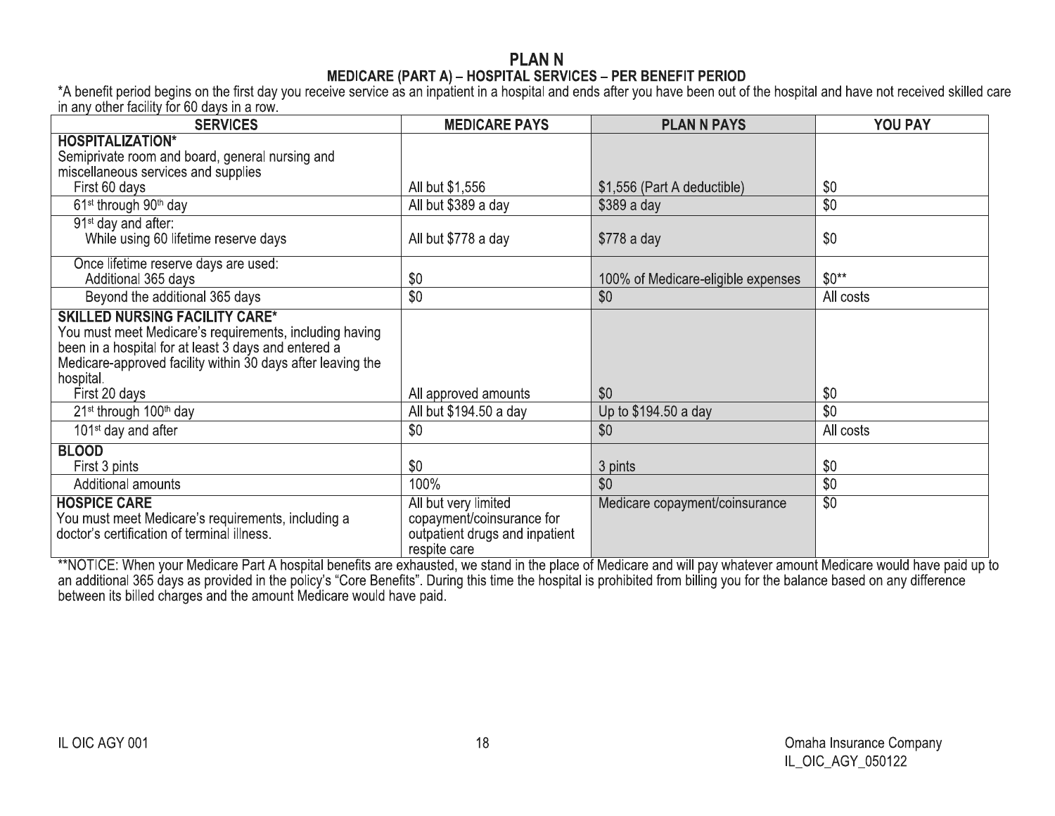# PLAN N

## MEDICARE (PART A) – HOSPITAL SERVICES – PER BENEFIT PERIOD

*A benefit period begins on the first day you receive service as an inpatient in a hospital and ends after you have been out of the hospital and have not received skilled care in any other facility for 60 days in a row.

| SERVICES | MEDICARE PAYS | PLAN N PAYS | YOU PAY |
|---|---|---|---|
| **HOSPITALIZATION*** Semiprivate room and board, general nursing and miscellaneous services and supplies First 60 days | All but $1,556 | $1,556 (Part A deductible) | $0 |
| 61st through 90th day | All but $389 a day | $389 a day | $0 |
| 91st day and after: While using 60 lifetime reserve days | All but $778 a day | $778 a day | $0 |
| Once lifetime reserve days are used: Additional 365 days | $0 | 100% of Medicare-eligible expenses | $0** |
| Beyond the additional 365 days | $0 | $0 | All costs |
| **SKILLED NURSING FACILITY CARE*** You must meet Medicare's requirements, including having been in a hospital for at least 3 days and entered a Medicare-approved facility within 30 days after leaving the hospital. First 20 days | All approved amounts | $0 | $0 |
| 21st through 100th day | All but $194.50 a day | Up to $194.50 a day | $0 |
| 101st day and after | $0 | $0 | All costs |
| **BLOOD** First 3 pints | $0 | 3 pints | $0 |
| Additional amounts | 100% | $0 | $0 |
| **HOSPICE CARE** You must meet Medicare's requirements, including a doctor's certification of terminal illness. | All but very limited copayment/coinsurance for outpatient drugs and inpatient respite care | Medicare copayment/coinsurance | $0 |

**NOTICE: When your Medicare Part A hospital benefits are exhausted, we stand in the place of Medicare and will pay whatever amount Medicare would have paid up to an additional 365 days as provided in the policy's "Core Benefits". During this time the hospital is prohibited from billing you for the balance based on any difference between its billed charges and the amount Medicare would have paid.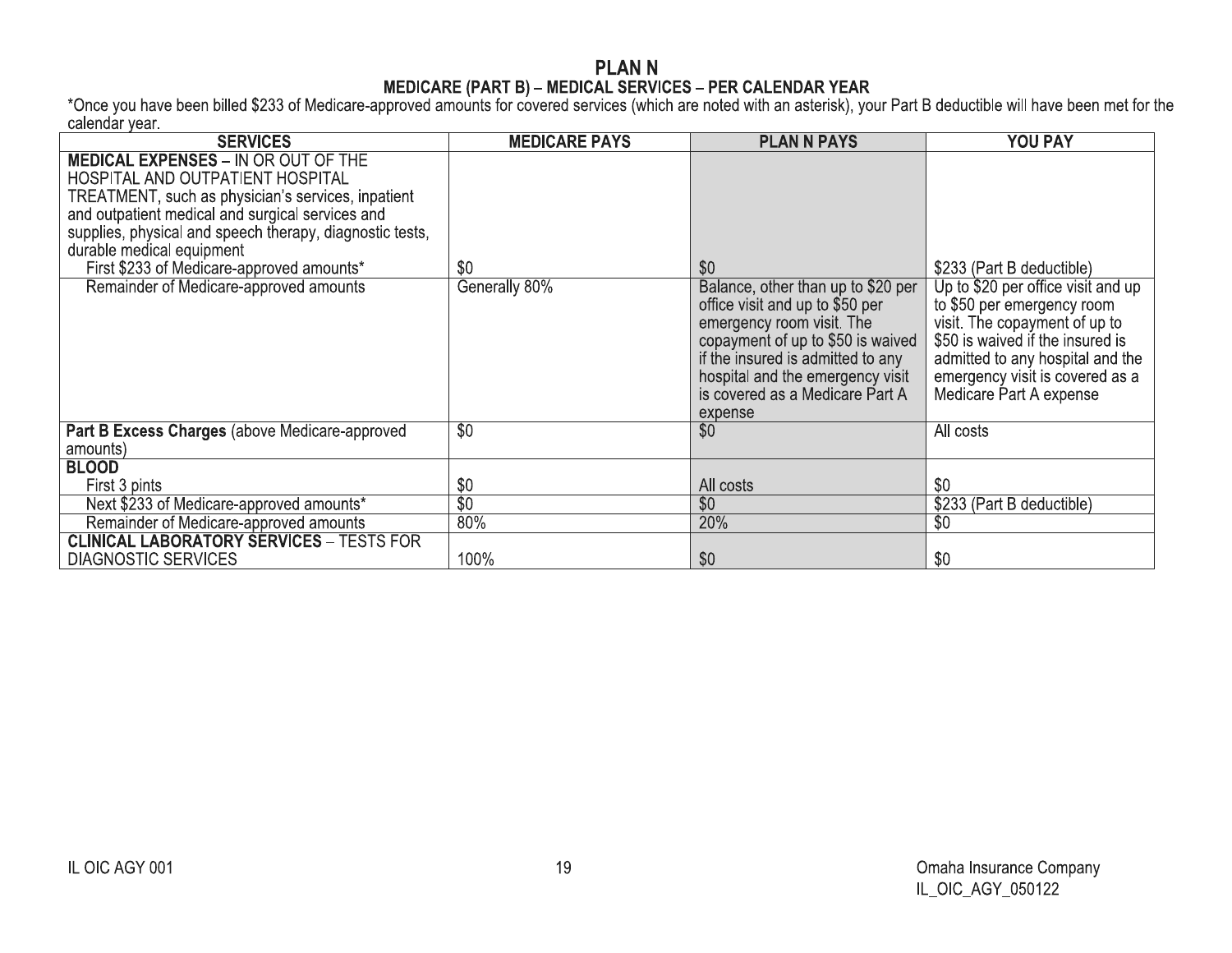# PLAN N

## MEDICARE (PART B) – MEDICAL SERVICES – PER CALENDAR YEAR

*Once you have been billed $233 of Medicare-approved amounts for covered services (which are noted with an asterisk), your Part B deductible will have been met for the calendar year.

| SERVICES | MEDICARE PAYS | PLAN N PAYS | YOU PAY |
|---|---|---|---|
| **MEDICAL EXPENSES** – IN OR OUT OF THE HOSPITAL AND OUTPATIENT HOSPITAL TREATMENT, such as physician's services, inpatient and outpatient medical and surgical services and supplies, physical and speech therapy, diagnostic tests, durable medical equipment<br>First $233 of Medicare-approved amounts* | $0 | $0 | $233 (Part B deductible) |
| Remainder of Medicare-approved amounts | Generally 80% | Balance, other than up to $20 per office visit and up to $50 per emergency room visit. The copayment of up to $50 is waived if the insured is admitted to any hospital and the emergency visit is covered as a Medicare Part A expense | Up to $20 per office visit and up to $50 per emergency room visit. The copayment of up to $50 is waived if the insured is admitted to any hospital and the emergency visit is covered as a Medicare Part A expense |
| **Part B Excess Charges** (above Medicare-approved amounts) | $0 | $0 | All costs |
| **BLOOD**<br>First 3 pints | $0 | All costs | $0 |
| Next $233 of Medicare-approved amounts* | $0 | $0 | $233 (Part B deductible) |
| Remainder of Medicare-approved amounts | 80% | 20% | $0 |
| **CLINICAL LABORATORY SERVICES** – TESTS FOR DIAGNOSTIC SERVICES | 100% | $0 | $0 |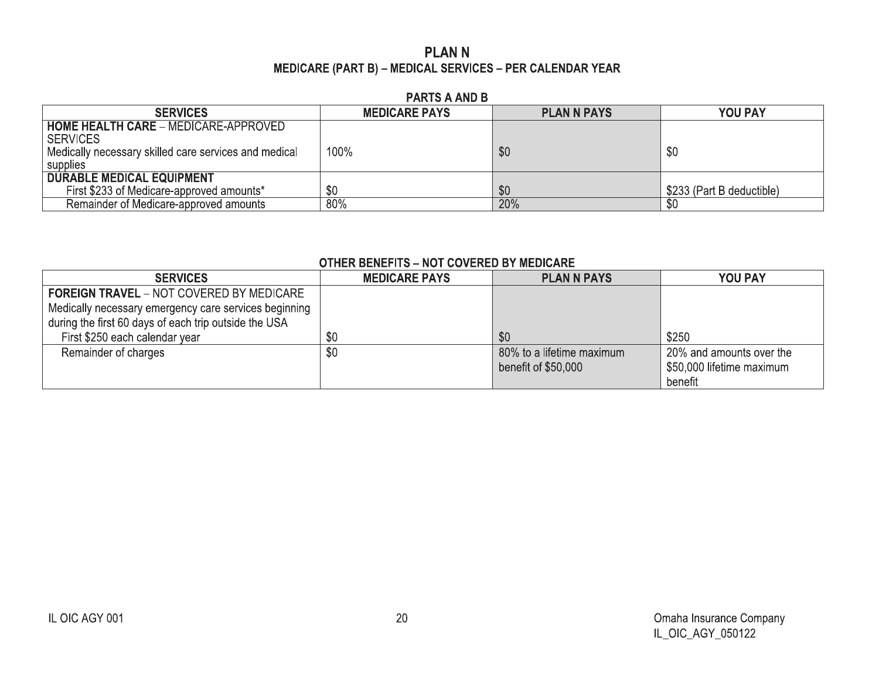# PLAN N

## MEDICARE (PART B) – MEDICAL SERVICES – PER CALENDAR YEAR

### PARTS A AND B

| SERVICES | MEDICARE PAYS | PLAN N PAYS | YOU PAY |
|---|---|---|---|
| **HOME HEALTH CARE** – MEDICARE-APPROVED SERVICES<br>Medically necessary skilled care services and medical supplies | 100% | $0 | $0 |
| **DURABLE MEDICAL EQUIPMENT**<br>First $233 of Medicare-approved amounts* | $0 | $0 | $233 (Part B deductible) |
| Remainder of Medicare-approved amounts | 80% | 20% | $0 |

### OTHER BENEFITS – NOT COVERED BY MEDICARE

| SERVICES | MEDICARE PAYS | PLAN N PAYS | YOU PAY |
|---|---|---|---|
| **FOREIGN TRAVEL** – NOT COVERED BY MEDICARE<br>Medically necessary emergency care services beginning during the first 60 days of each trip outside the USA<br>First $250 each calendar year | $0 | $0 | $250 |
| Remainder of charges | $0 | 80% to a lifetime maximum benefit of $50,000 | 20% and amounts over the $50,000 lifetime maximum benefit |

IL OIC AGY 001

Omaha Insurance Company
IL_OIC_AGY_050122